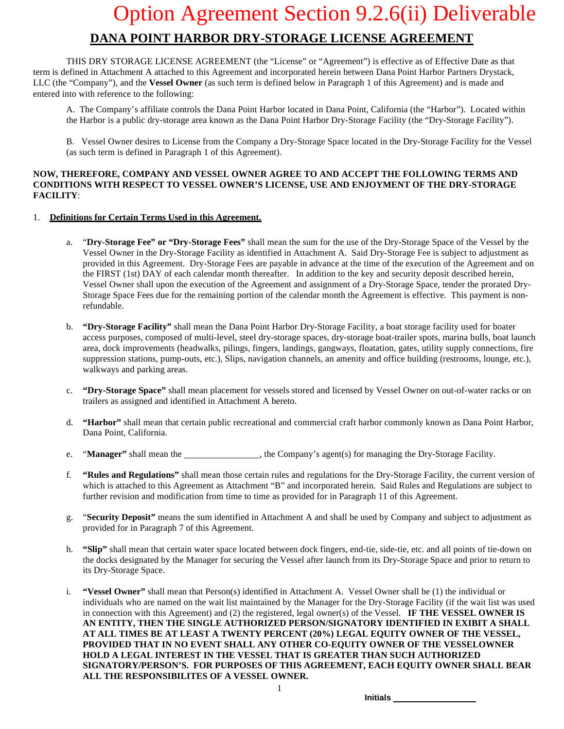# Option Agreement Section 9.2.6(ii) Deliverable

## DANA POINT HARBOR DRY-STORAGE LICENSE AGREEMENT

THIS DRY STORAGE LICENSE AGREEMENT (the "License" or "Agreement") is effective as of Effective Date as that term is defined in Attachment A attached to this Agreement and incorporated herein between Dana Point Harbor Partners Drystack, LLC (the "Company"), and the **Vessel Owner** (as such term is defined below in Paragraph 1 of this Agreement) and is made and entered into with reference to the following:

A. The Company's affiliate controls the Dana Point Harbor located in Dana Point, California (the "Harbor"). Located within the Harbor is a public dry-storage area known as the Dana Point Harbor Dry-Storage Facility (the "Dry-Storage Facility").

B. Vessel Owner desires to License from the Company a Dry-Storage Space located in the Dry-Storage Facility for the Vessel (as such term is defined in Paragraph 1 of this Agreement).

**NOW, THEREFORE, COMPANY AND VESSEL OWNER AGREE TO AND ACCEPT THE FOLLOWING TERMS AND CONDITIONS WITH RESPECT TO VESSEL OWNER'S LICENSE, USE AND ENJOYMENT OF THE DRY-STORAGE FACILITY**:

1. **Definitions for Certain Terms Used in this Agreement.**

   a. "**Dry-Storage Fee" or "Dry-Storage Fees"** shall mean the sum for the use of the Dry-Storage Space of the Vessel by the Vessel Owner in the Dry-Storage Facility as identified in Attachment A. Said Dry-Storage Fee is subject to adjustment as provided in this Agreement. Dry-Storage Fees are payable in advance at the time of the execution of the Agreement and on the FIRST (1st) DAY of each calendar month thereafter. In addition to the key and security deposit described herein, Vessel Owner shall upon the execution of the Agreement and assignment of a Dry-Storage Space, tender the prorated Dry-Storage Space Fees due for the remaining portion of the calendar month the Agreement is effective. This payment is non-refundable.

   b. **"Dry-Storage Facility"** shall mean the Dana Point Harbor Dry-Storage Facility, a boat storage facility used for boater access purposes, composed of multi-level, steel dry-storage spaces, dry-storage boat-trailer spots, marina bulls, boat launch area, dock improvements (headwalks, pilings, fingers, landings, gangways, floatation, gates, utility supply connections, fire suppression stations, pump-outs, etc.), Slips, navigation channels, an amenity and office building (restrooms, lounge, etc.), walkways and parking areas.

   c. **"Dry-Storage Space"** shall mean placement for vessels stored and licensed by Vessel Owner on out-of-water racks or on trailers as assigned and identified in Attachment A hereto.

   d. **"Harbor"** shall mean that certain public recreational and commercial craft harbor commonly known as Dana Point Harbor, Dana Point, California.

   e. "**Manager"** shall mean the ________________, the Company's agent(s) for managing the Dry-Storage Facility.

   f. **"Rules and Regulations"** shall mean those certain rules and regulations for the Dry-Storage Facility, the current version of which is attached to this Agreement as Attachment "B" and incorporated herein. Said Rules and Regulations are subject to further revision and modification from time to time as provided for in Paragraph 11 of this Agreement.

   g. "**Security Deposit"** means the sum identified in Attachment A and shall be used by Company and subject to adjustment as provided for in Paragraph 7 of this Agreement.

   h. **"Slip"** shall mean that certain water space located between dock fingers, end-tie, side-tie, etc. and all points of tie-down on the docks designated by the Manager for securing the Vessel after launch from its Dry-Storage Space and prior to return to its Dry-Storage Space.

   i. **"Vessel Owner"** shall mean that Person(s) identified in Attachment A. Vessel Owner shall be (1) the individual or individuals who are named on the wait list maintained by the Manager for the Dry-Storage Facility (if the wait list was used in connection with this Agreement) and (2) the registered, legal owner(s) of the Vessel. **IF THE VESSEL OWNER IS AN ENTITY, THEN THE SINGLE AUTHORIZED PERSON/SIGNATORY IDENTIFIED IN EXIBIT A SHALL AT ALL TIMES BE AT LEAST A TWENTY PERCENT (20%) LEGAL EQUITY OWNER OF THE VESSEL, PROVIDED THAT IN NO EVENT SHALL ANY OTHER CO-EQUITY OWNER OF THE VESSELOWNER HOLD A LEGAL INTEREST IN THE VESSEL THAT IS GREATER THAN SUCH AUTHORIZED SIGNATORY/PERSON'S. FOR PURPOSES OF THIS AGREEMENT, EACH EQUITY OWNER SHALL BEAR ALL THE RESPONSIBILITES OF A VESSEL OWNER.**

**Initials** ________________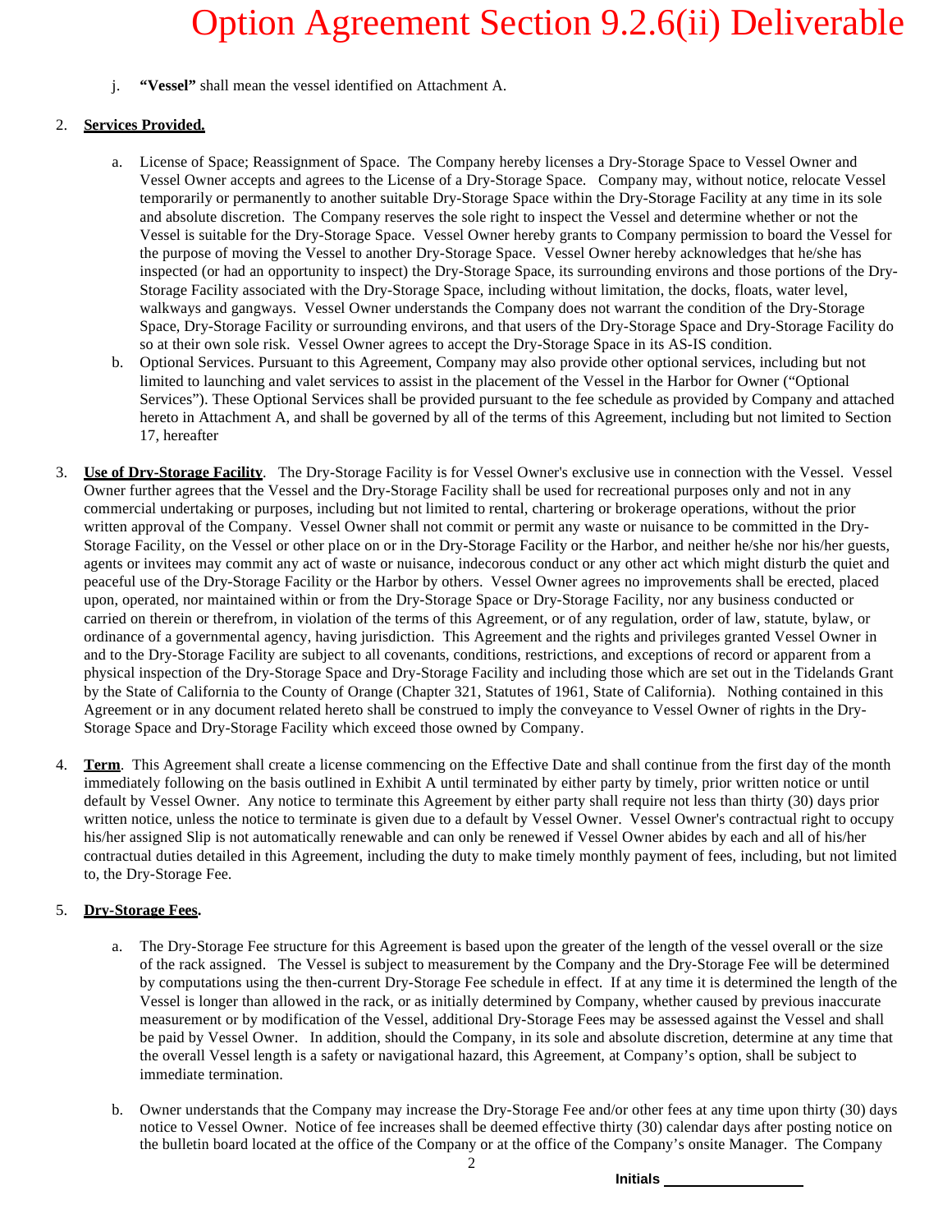# Option Agreement Section 9.2.6(ii) Deliverable

j. **"Vessel"** shall mean the vessel identified on Attachment A.

2. **Services Provided.**

   a. License of Space; Reassignment of Space. The Company hereby licenses a Dry-Storage Space to Vessel Owner and Vessel Owner accepts and agrees to the License of a Dry-Storage Space. Company may, without notice, relocate Vessel temporarily or permanently to another suitable Dry-Storage Space within the Dry-Storage Facility at any time in its sole and absolute discretion. The Company reserves the sole right to inspect the Vessel and determine whether or not the Vessel is suitable for the Dry-Storage Space. Vessel Owner hereby grants to Company permission to board the Vessel for the purpose of moving the Vessel to another Dry-Storage Space. Vessel Owner hereby acknowledges that he/she has inspected (or had an opportunity to inspect) the Dry-Storage Space, its surrounding environs and those portions of the Dry-Storage Facility associated with the Dry-Storage Space, including without limitation, the docks, floats, water level, walkways and gangways. Vessel Owner understands the Company does not warrant the condition of the Dry-Storage Space, Dry-Storage Facility or surrounding environs, and that users of the Dry-Storage Space and Dry-Storage Facility do so at their own sole risk. Vessel Owner agrees to accept the Dry-Storage Space in its AS-IS condition.

   b. Optional Services. Pursuant to this Agreement, Company may also provide other optional services, including but not limited to launching and valet services to assist in the placement of the Vessel in the Harbor for Owner ("Optional Services"). These Optional Services shall be provided pursuant to the fee schedule as provided by Company and attached hereto in Attachment A, and shall be governed by all of the terms of this Agreement, including but not limited to Section 17, hereafter

3. **Use of Dry-Storage Facility**. The Dry-Storage Facility is for Vessel Owner's exclusive use in connection with the Vessel. Vessel Owner further agrees that the Vessel and the Dry-Storage Facility shall be used for recreational purposes only and not in any commercial undertaking or purposes, including but not limited to rental, chartering or brokerage operations, without the prior written approval of the Company. Vessel Owner shall not commit or permit any waste or nuisance to be committed in the Dry-Storage Facility, on the Vessel or other place on or in the Dry-Storage Facility or the Harbor, and neither he/she nor his/her guests, agents or invitees may commit any act of waste or nuisance, indecorous conduct or any other act which might disturb the quiet and peaceful use of the Dry-Storage Facility or the Harbor by others. Vessel Owner agrees no improvements shall be erected, placed upon, operated, nor maintained within or from the Dry-Storage Space or Dry-Storage Facility, nor any business conducted or carried on therein or therefrom, in violation of the terms of this Agreement, or of any regulation, order of law, statute, bylaw, or ordinance of a governmental agency, having jurisdiction. This Agreement and the rights and privileges granted Vessel Owner in and to the Dry-Storage Facility are subject to all covenants, conditions, restrictions, and exceptions of record or apparent from a physical inspection of the Dry-Storage Space and Dry-Storage Facility and including those which are set out in the Tidelands Grant by the State of California to the County of Orange (Chapter 321, Statutes of 1961, State of California). Nothing contained in this Agreement or in any document related hereto shall be construed to imply the conveyance to Vessel Owner of rights in the Dry-Storage Space and Dry-Storage Facility which exceed those owned by Company.

4. **Term**. This Agreement shall create a license commencing on the Effective Date and shall continue from the first day of the month immediately following on the basis outlined in Exhibit A until terminated by either party by timely, prior written notice or until default by Vessel Owner. Any notice to terminate this Agreement by either party shall require not less than thirty (30) days prior written notice, unless the notice to terminate is given due to a default by Vessel Owner. Vessel Owner's contractual right to occupy his/her assigned Slip is not automatically renewable and can only be renewed if Vessel Owner abides by each and all of his/her contractual duties detailed in this Agreement, including the duty to make timely monthly payment of fees, including, but not limited to, the Dry-Storage Fee.

5. **Dry-Storage Fees.**

   a. The Dry-Storage Fee structure for this Agreement is based upon the greater of the length of the vessel overall or the size of the rack assigned. The Vessel is subject to measurement by the Company and the Dry-Storage Fee will be determined by computations using the then-current Dry-Storage Fee schedule in effect. If at any time it is determined the length of the Vessel is longer than allowed in the rack, or as initially determined by Company, whether caused by previous inaccurate measurement or by modification of the Vessel, additional Dry-Storage Fees may be assessed against the Vessel and shall be paid by Vessel Owner. In addition, should the Company, in its sole and absolute discretion, determine at any time that the overall Vessel length is a safety or navigational hazard, this Agreement, at Company's option, shall be subject to immediate termination.

   b. Owner understands that the Company may increase the Dry-Storage Fee and/or other fees at any time upon thirty (30) days notice to Vessel Owner. Notice of fee increases shall be deemed effective thirty (30) calendar days after posting notice on the bulletin board located at the office of the Company or at the office of the Company's onsite Manager. The Company

Initials __________________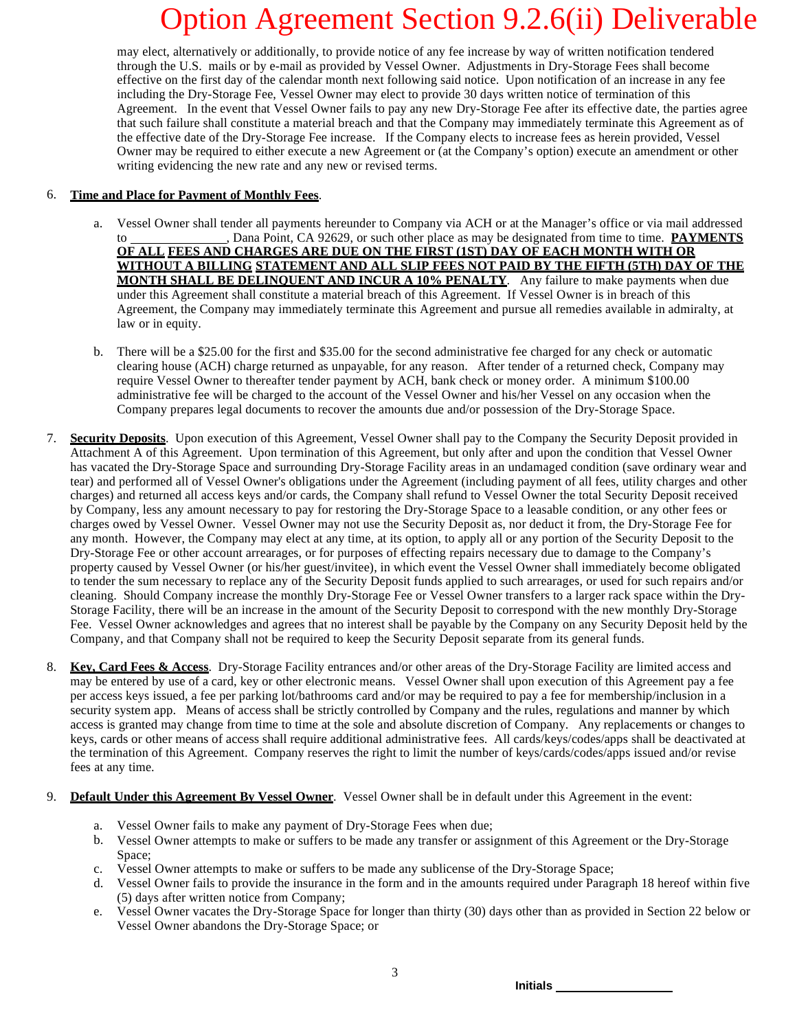may elect, alternatively or additionally, to provide notice of any fee increase by way of written notification tendered through the U.S. mails or by e-mail as provided by Vessel Owner. Adjustments in Dry-Storage Fees shall become effective on the first day of the calendar month next following said notice. Upon notification of an increase in any fee including the Dry-Storage Fee, Vessel Owner may elect to provide 30 days written notice of termination of this Agreement. In the event that Vessel Owner fails to pay any new Dry-Storage Fee after its effective date, the parties agree that such failure shall constitute a material breach and that the Company may immediately terminate this Agreement as of the effective date of the Dry-Storage Fee increase. If the Company elects to increase fees as herein provided, Vessel Owner may be required to either execute a new Agreement or (at the Company's option) execute an amendment or other writing evidencing the new rate and any new or revised terms.

6. **Time and Place for Payment of Monthly Fees**.

   a. Vessel Owner shall tender all payments hereunder to Company via ACH or at the Manager's office or via mail addressed to _______________, Dana Point, CA 92629, or such other place as may be designated from time to time. **PAYMENTS OF ALL FEES AND CHARGES ARE DUE ON THE FIRST (1ST) DAY OF EACH MONTH WITH OR WITHOUT A BILLING STATEMENT AND ALL SLIP FEES NOT PAID BY THE FIFTH (5TH) DAY OF THE MONTH SHALL BE DELINQUENT AND INCUR A 10% PENALTY**. Any failure to make payments when due under this Agreement shall constitute a material breach of this Agreement. If Vessel Owner is in breach of this Agreement, the Company may immediately terminate this Agreement and pursue all remedies available in admiralty, at law or in equity.

   b. There will be a $25.00 for the first and $35.00 for the second administrative fee charged for any check or automatic clearing house (ACH) charge returned as unpayable, for any reason. After tender of a returned check, Company may require Vessel Owner to thereafter tender payment by ACH, bank check or money order. A minimum $100.00 administrative fee will be charged to the account of the Vessel Owner and his/her Vessel on any occasion when the Company prepares legal documents to recover the amounts due and/or possession of the Dry-Storage Space.

7. **Security Deposits**. Upon execution of this Agreement, Vessel Owner shall pay to the Company the Security Deposit provided in Attachment A of this Agreement. Upon termination of this Agreement, but only after and upon the condition that Vessel Owner has vacated the Dry-Storage Space and surrounding Dry-Storage Facility areas in an undamaged condition (save ordinary wear and tear) and performed all of Vessel Owner's obligations under the Agreement (including payment of all fees, utility charges and other charges) and returned all access keys and/or cards, the Company shall refund to Vessel Owner the total Security Deposit received by Company, less any amount necessary to pay for restoring the Dry-Storage Space to a leasable condition, or any other fees or charges owed by Vessel Owner. Vessel Owner may not use the Security Deposit as, nor deduct it from, the Dry-Storage Fee for any month. However, the Company may elect at any time, at its option, to apply all or any portion of the Security Deposit to the Dry-Storage Fee or other account arrearages, or for purposes of effecting repairs necessary due to damage to the Company's property caused by Vessel Owner (or his/her guest/invitee), in which event the Vessel Owner shall immediately become obligated to tender the sum necessary to replace any of the Security Deposit funds applied to such arrearages, or used for such repairs and/or cleaning. Should Company increase the monthly Dry-Storage Fee or Vessel Owner transfers to a larger rack space within the Dry-Storage Facility, there will be an increase in the amount of the Security Deposit to correspond with the new monthly Dry-Storage Fee. Vessel Owner acknowledges and agrees that no interest shall be payable by the Company on any Security Deposit held by the Company, and that Company shall not be required to keep the Security Deposit separate from its general funds.

8. **Key, Card Fees & Access**. Dry-Storage Facility entrances and/or other areas of the Dry-Storage Facility are limited access and may be entered by use of a card, key or other electronic means. Vessel Owner shall upon execution of this Agreement pay a fee per access keys issued, a fee per parking lot/bathrooms card and/or may be required to pay a fee for membership/inclusion in a security system app. Means of access shall be strictly controlled by Company and the rules, regulations and manner by which access is granted may change from time to time at the sole and absolute discretion of Company. Any replacements or changes to keys, cards or other means of access shall require additional administrative fees. All cards/keys/codes/apps shall be deactivated at the termination of this Agreement. Company reserves the right to limit the number of keys/cards/codes/apps issued and/or revise fees at any time.

9. **Default Under this Agreement By Vessel Owner**. Vessel Owner shall be in default under this Agreement in the event:

   a. Vessel Owner fails to make any payment of Dry-Storage Fees when due;
   b. Vessel Owner attempts to make or suffers to be made any transfer or assignment of this Agreement or the Dry-Storage Space;
   c. Vessel Owner attempts to make or suffers to be made any sublicense of the Dry-Storage Space;
   d. Vessel Owner fails to provide the insurance in the form and in the amounts required under Paragraph 18 hereof within five (5) days after written notice from Company;
   e. Vessel Owner vacates the Dry-Storage Space for longer than thirty (30) days other than as provided in Section 22 below or Vessel Owner abandons the Dry-Storage Space; or

Initials _______________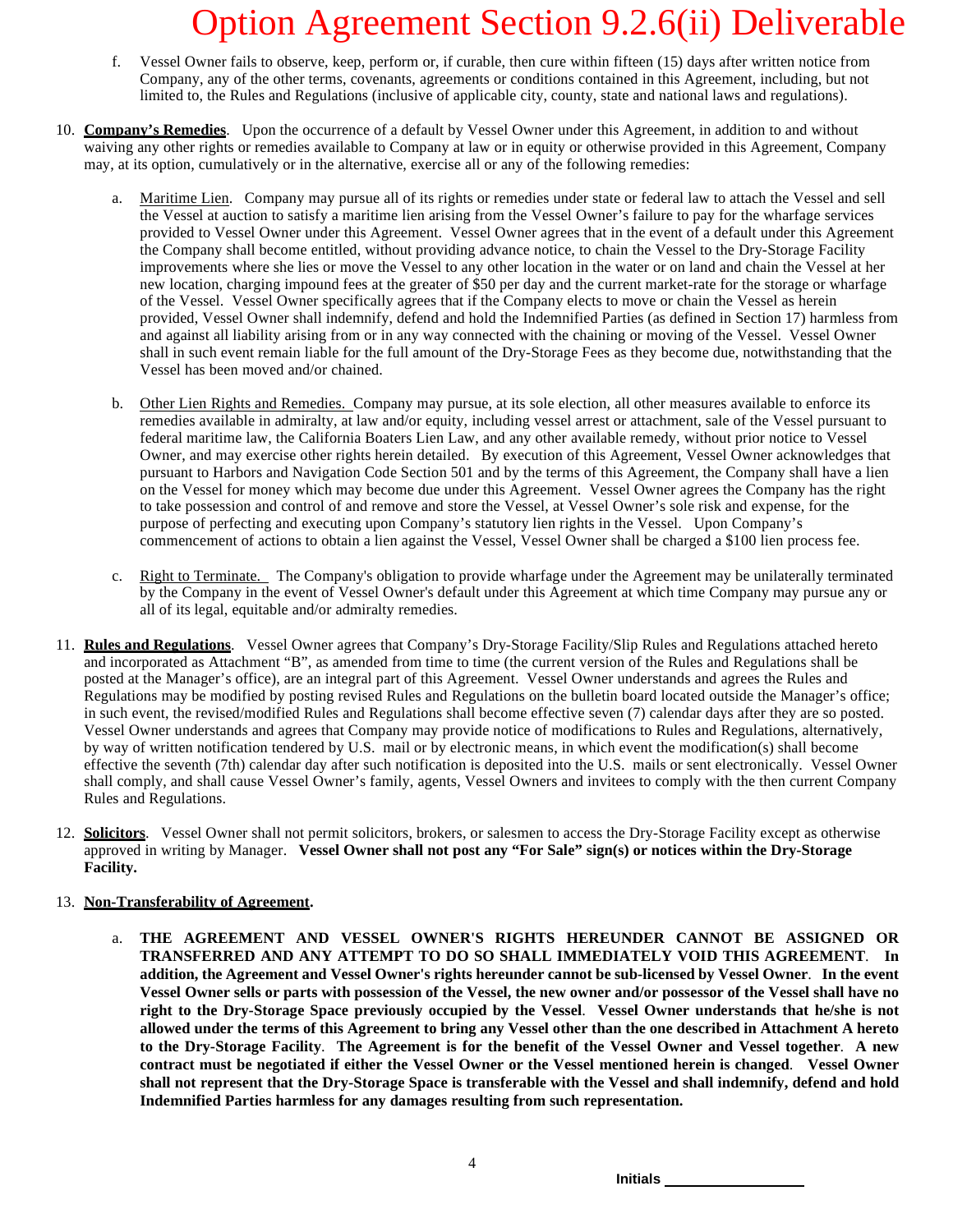# Option Agreement Section 9.2.6(ii) Deliverable

f. Vessel Owner fails to observe, keep, perform or, if curable, then cure within fifteen (15) days after written notice from Company, any of the other terms, covenants, agreements or conditions contained in this Agreement, including, but not limited to, the Rules and Regulations (inclusive of applicable city, county, state and national laws and regulations).

10. **Company's Remedies**. Upon the occurrence of a default by Vessel Owner under this Agreement, in addition to and without waiving any other rights or remedies available to Company at law or in equity or otherwise provided in this Agreement, Company may, at its option, cumulatively or in the alternative, exercise all or any of the following remedies:

    a. Maritime Lien. Company may pursue all of its rights or remedies under state or federal law to attach the Vessel and sell the Vessel at auction to satisfy a maritime lien arising from the Vessel Owner's failure to pay for the wharfage services provided to Vessel Owner under this Agreement. Vessel Owner agrees that in the event of a default under this Agreement the Company shall become entitled, without providing advance notice, to chain the Vessel to the Dry-Storage Facility improvements where she lies or move the Vessel to any other location in the water or on land and chain the Vessel at her new location, charging impound fees at the greater of $50 per day and the current market-rate for the storage or wharfage of the Vessel. Vessel Owner specifically agrees that if the Company elects to move or chain the Vessel as herein provided, Vessel Owner shall indemnify, defend and hold the Indemnified Parties (as defined in Section 17) harmless from and against all liability arising from or in any way connected with the chaining or moving of the Vessel. Vessel Owner shall in such event remain liable for the full amount of the Dry-Storage Fees as they become due, notwithstanding that the Vessel has been moved and/or chained.

    b. Other Lien Rights and Remedies. Company may pursue, at its sole election, all other measures available to enforce its remedies available in admiralty, at law and/or equity, including vessel arrest or attachment, sale of the Vessel pursuant to federal maritime law, the California Boaters Lien Law, and any other available remedy, without prior notice to Vessel Owner, and may exercise other rights herein detailed. By execution of this Agreement, Vessel Owner acknowledges that pursuant to Harbors and Navigation Code Section 501 and by the terms of this Agreement, the Company shall have a lien on the Vessel for money which may become due under this Agreement. Vessel Owner agrees the Company has the right to take possession and control of and remove and store the Vessel, at Vessel Owner's sole risk and expense, for the purpose of perfecting and executing upon Company's statutory lien rights in the Vessel. Upon Company's commencement of actions to obtain a lien against the Vessel, Vessel Owner shall be charged a $100 lien process fee.

    c. Right to Terminate. The Company's obligation to provide wharfage under the Agreement may be unilaterally terminated by the Company in the event of Vessel Owner's default under this Agreement at which time Company may pursue any or all of its legal, equitable and/or admiralty remedies.

11. **Rules and Regulations**. Vessel Owner agrees that Company's Dry-Storage Facility/Slip Rules and Regulations attached hereto and incorporated as Attachment "B", as amended from time to time (the current version of the Rules and Regulations shall be posted at the Manager's office), are an integral part of this Agreement. Vessel Owner understands and agrees the Rules and Regulations may be modified by posting revised Rules and Regulations on the bulletin board located outside the Manager's office; in such event, the revised/modified Rules and Regulations shall become effective seven (7) calendar days after they are so posted. Vessel Owner understands and agrees that Company may provide notice of modifications to Rules and Regulations, alternatively, by way of written notification tendered by U.S. mail or by electronic means, in which event the modification(s) shall become effective the seventh (7th) calendar day after such notification is deposited into the U.S. mails or sent electronically. Vessel Owner shall comply, and shall cause Vessel Owner's family, agents, Vessel Owners and invitees to comply with the then current Company Rules and Regulations.

12. **Solicitors**. Vessel Owner shall not permit solicitors, brokers, or salesmen to access the Dry-Storage Facility except as otherwise approved in writing by Manager. **Vessel Owner shall not post any "For Sale" sign(s) or notices within the Dry-Storage Facility.**

13. **Non-Transferability of Agreement.**

    a. **THE AGREEMENT AND VESSEL OWNER'S RIGHTS HEREUNDER CANNOT BE ASSIGNED OR TRANSFERRED AND ANY ATTEMPT TO DO SO SHALL IMMEDIATELY VOID THIS AGREEMENT. In addition, the Agreement and Vessel Owner's rights hereunder cannot be sub-licensed by Vessel Owner. In the event Vessel Owner sells or parts with possession of the Vessel, the new owner and/or possessor of the Vessel shall have no right to the Dry-Storage Space previously occupied by the Vessel. Vessel Owner understands that he/she is not allowed under the terms of this Agreement to bring any Vessel other than the one described in Attachment A hereto to the Dry-Storage Facility. The Agreement is for the benefit of the Vessel Owner and Vessel together. A new contract must be negotiated if either the Vessel Owner or the Vessel mentioned herein is changed. Vessel Owner shall not represent that the Dry-Storage Space is transferable with the Vessel and shall indemnify, defend and hold Indemnified Parties harmless for any damages resulting from such representation.**

Initials __________________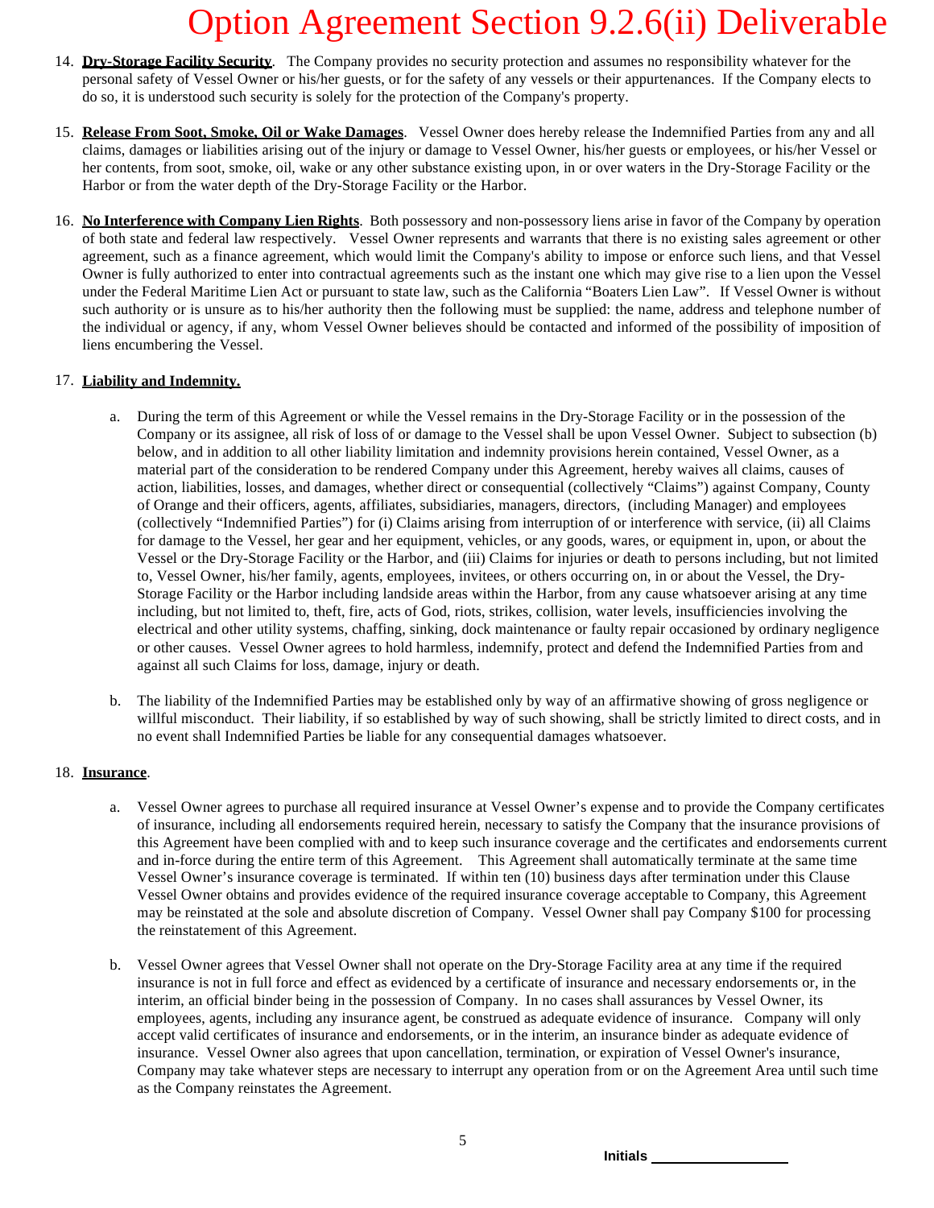14. **Dry-Storage Facility Security**. The Company provides no security protection and assumes no responsibility whatever for the personal safety of Vessel Owner or his/her guests, or for the safety of any vessels or their appurtenances. If the Company elects to do so, it is understood such security is solely for the protection of the Company's property.

15. **Release From Soot, Smoke, Oil or Wake Damages**. Vessel Owner does hereby release the Indemnified Parties from any and all claims, damages or liabilities arising out of the injury or damage to Vessel Owner, his/her guests or employees, or his/her Vessel or her contents, from soot, smoke, oil, wake or any other substance existing upon, in or over waters in the Dry-Storage Facility or the Harbor or from the water depth of the Dry-Storage Facility or the Harbor.

16. **No Interference with Company Lien Rights**. Both possessory and non-possessory liens arise in favor of the Company by operation of both state and federal law respectively. Vessel Owner represents and warrants that there is no existing sales agreement or other agreement, such as a finance agreement, which would limit the Company's ability to impose or enforce such liens, and that Vessel Owner is fully authorized to enter into contractual agreements such as the instant one which may give rise to a lien upon the Vessel under the Federal Maritime Lien Act or pursuant to state law, such as the California "Boaters Lien Law". If Vessel Owner is without such authority or is unsure as to his/her authority then the following must be supplied: the name, address and telephone number of the individual or agency, if any, whom Vessel Owner believes should be contacted and informed of the possibility of imposition of liens encumbering the Vessel.

17. **Liability and Indemnity.**

    a. During the term of this Agreement or while the Vessel remains in the Dry-Storage Facility or in the possession of the Company or its assignee, all risk of loss of or damage to the Vessel shall be upon Vessel Owner. Subject to subsection (b) below, and in addition to all other liability limitation and indemnity provisions herein contained, Vessel Owner, as a material part of the consideration to be rendered Company under this Agreement, hereby waives all claims, causes of action, liabilities, losses, and damages, whether direct or consequential (collectively "Claims") against Company, County of Orange and their officers, agents, affiliates, subsidiaries, managers, directors, (including Manager) and employees (collectively "Indemnified Parties") for (i) Claims arising from interruption of or interference with service, (ii) all Claims for damage to the Vessel, her gear and her equipment, vehicles, or any goods, wares, or equipment in, upon, or about the Vessel or the Dry-Storage Facility or the Harbor, and (iii) Claims for injuries or death to persons including, but not limited to, Vessel Owner, his/her family, agents, employees, invitees, or others occurring on, in or about the Vessel, the Dry-Storage Facility or the Harbor including landside areas within the Harbor, from any cause whatsoever arising at any time including, but not limited to, theft, fire, acts of God, riots, strikes, collision, water levels, insufficiencies involving the electrical and other utility systems, chaffing, sinking, dock maintenance or faulty repair occasioned by ordinary negligence or other causes. Vessel Owner agrees to hold harmless, indemnify, protect and defend the Indemnified Parties from and against all such Claims for loss, damage, injury or death.

    b. The liability of the Indemnified Parties may be established only by way of an affirmative showing of gross negligence or willful misconduct. Their liability, if so established by way of such showing, shall be strictly limited to direct costs, and in no event shall Indemnified Parties be liable for any consequential damages whatsoever.

18. **Insurance**.

    a. Vessel Owner agrees to purchase all required insurance at Vessel Owner's expense and to provide the Company certificates of insurance, including all endorsements required herein, necessary to satisfy the Company that the insurance provisions of this Agreement have been complied with and to keep such insurance coverage and the certificates and endorsements current and in-force during the entire term of this Agreement. This Agreement shall automatically terminate at the same time Vessel Owner's insurance coverage is terminated. If within ten (10) business days after termination under this Clause Vessel Owner obtains and provides evidence of the required insurance coverage acceptable to Company, this Agreement may be reinstated at the sole and absolute discretion of Company. Vessel Owner shall pay Company $100 for processing the reinstatement of this Agreement.

    b. Vessel Owner agrees that Vessel Owner shall not operate on the Dry-Storage Facility area at any time if the required insurance is not in full force and effect as evidenced by a certificate of insurance and necessary endorsements or, in the interim, an official binder being in the possession of Company. In no cases shall assurances by Vessel Owner, its employees, agents, including any insurance agent, be construed as adequate evidence of insurance. Company will only accept valid certificates of insurance and endorsements, or in the interim, an insurance binder as adequate evidence of insurance. Vessel Owner also agrees that upon cancellation, termination, or expiration of Vessel Owner's insurance, Company may take whatever steps are necessary to interrupt any operation from or on the Agreement Area until such time as the Company reinstates the Agreement.

Initials __________________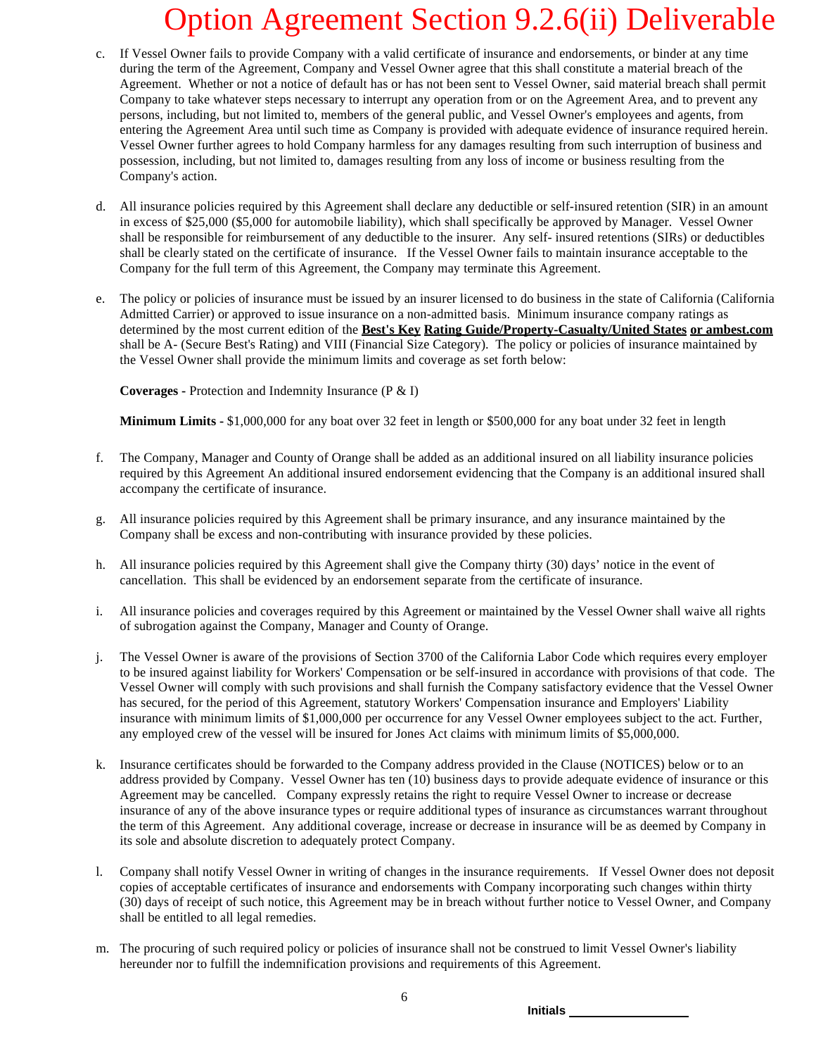# Option Agreement Section 9.2.6(ii) Deliverable

c. If Vessel Owner fails to provide Company with a valid certificate of insurance and endorsements, or binder at any time during the term of the Agreement, Company and Vessel Owner agree that this shall constitute a material breach of the Agreement. Whether or not a notice of default has or has not been sent to Vessel Owner, said material breach shall permit Company to take whatever steps necessary to interrupt any operation from or on the Agreement Area, and to prevent any persons, including, but not limited to, members of the general public, and Vessel Owner's employees and agents, from entering the Agreement Area until such time as Company is provided with adequate evidence of insurance required herein. Vessel Owner further agrees to hold Company harmless for any damages resulting from such interruption of business and possession, including, but not limited to, damages resulting from any loss of income or business resulting from the Company's action.

d. All insurance policies required by this Agreement shall declare any deductible or self-insured retention (SIR) in an amount in excess of $25,000 ($5,000 for automobile liability), which shall specifically be approved by Manager. Vessel Owner shall be responsible for reimbursement of any deductible to the insurer. Any self- insured retentions (SIRs) or deductibles shall be clearly stated on the certificate of insurance. If the Vessel Owner fails to maintain insurance acceptable to the Company for the full term of this Agreement, the Company may terminate this Agreement.

e. The policy or policies of insurance must be issued by an insurer licensed to do business in the state of California (California Admitted Carrier) or approved to issue insurance on a non-admitted basis. Minimum insurance company ratings as determined by the most current edition of the **Best's Key Rating Guide/Property-Casualty/United States or ambest.com** shall be A- (Secure Best's Rating) and VIII (Financial Size Category). The policy or policies of insurance maintained by the Vessel Owner shall provide the minimum limits and coverage as set forth below:

   **Coverages** - Protection and Indemnity Insurance (P & I)

   **Minimum Limits** - $1,000,000 for any boat over 32 feet in length or $500,000 for any boat under 32 feet in length

f. The Company, Manager and County of Orange shall be added as an additional insured on all liability insurance policies required by this Agreement An additional insured endorsement evidencing that the Company is an additional insured shall accompany the certificate of insurance.

g. All insurance policies required by this Agreement shall be primary insurance, and any insurance maintained by the Company shall be excess and non-contributing with insurance provided by these policies.

h. All insurance policies required by this Agreement shall give the Company thirty (30) days' notice in the event of cancellation. This shall be evidenced by an endorsement separate from the certificate of insurance.

i. All insurance policies and coverages required by this Agreement or maintained by the Vessel Owner shall waive all rights of subrogation against the Company, Manager and County of Orange.

j. The Vessel Owner is aware of the provisions of Section 3700 of the California Labor Code which requires every employer to be insured against liability for Workers' Compensation or be self-insured in accordance with provisions of that code. The Vessel Owner will comply with such provisions and shall furnish the Company satisfactory evidence that the Vessel Owner has secured, for the period of this Agreement, statutory Workers' Compensation insurance and Employers' Liability insurance with minimum limits of $1,000,000 per occurrence for any Vessel Owner employees subject to the act. Further, any employed crew of the vessel will be insured for Jones Act claims with minimum limits of $5,000,000.

k. Insurance certificates should be forwarded to the Company address provided in the Clause (NOTICES) below or to an address provided by Company. Vessel Owner has ten (10) business days to provide adequate evidence of insurance or this Agreement may be cancelled. Company expressly retains the right to require Vessel Owner to increase or decrease insurance of any of the above insurance types or require additional types of insurance as circumstances warrant throughout the term of this Agreement. Any additional coverage, increase or decrease in insurance will be as deemed by Company in its sole and absolute discretion to adequately protect Company.

l. Company shall notify Vessel Owner in writing of changes in the insurance requirements. If Vessel Owner does not deposit copies of acceptable certificates of insurance and endorsements with Company incorporating such changes within thirty (30) days of receipt of such notice, this Agreement may be in breach without further notice to Vessel Owner, and Company shall be entitled to all legal remedies.

m. The procuring of such required policy or policies of insurance shall not be construed to limit Vessel Owner's liability hereunder nor to fulfill the indemnification provisions and requirements of this Agreement.

**Initials** ________________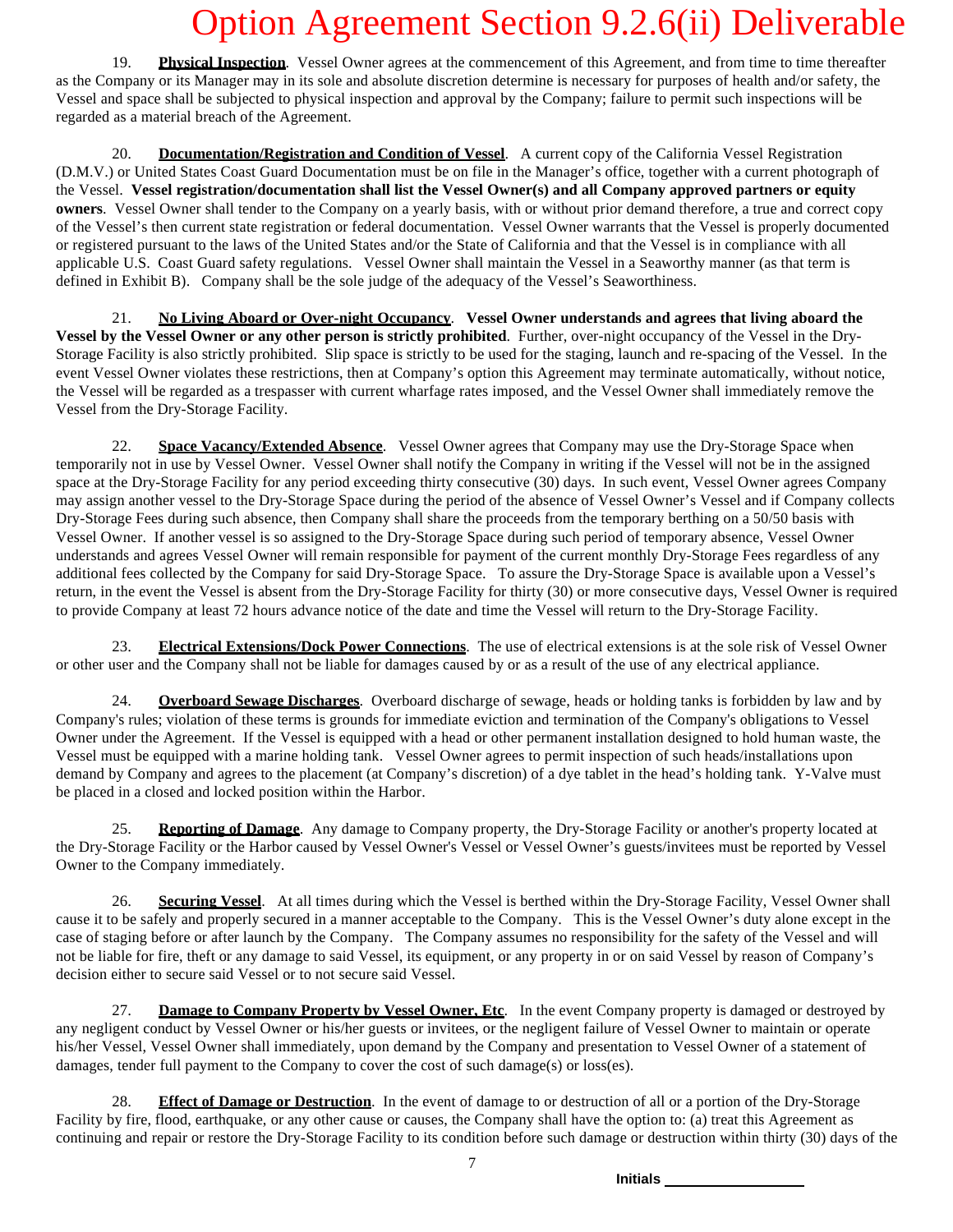# Option Agreement Section 9.2.6(ii) Deliverable

19. **Physical Inspection**. Vessel Owner agrees at the commencement of this Agreement, and from time to time thereafter as the Company or its Manager may in its sole and absolute discretion determine is necessary for purposes of health and/or safety, the Vessel and space shall be subjected to physical inspection and approval by the Company; failure to permit such inspections will be regarded as a material breach of the Agreement.

20. **Documentation/Registration and Condition of Vessel**. A current copy of the California Vessel Registration (D.M.V.) or United States Coast Guard Documentation must be on file in the Manager's office, together with a current photograph of the Vessel. **Vessel registration/documentation shall list the Vessel Owner(s) and all Company approved partners or equity owners**. Vessel Owner shall tender to the Company on a yearly basis, with or without prior demand therefore, a true and correct copy of the Vessel's then current state registration or federal documentation. Vessel Owner warrants that the Vessel is properly documented or registered pursuant to the laws of the United States and/or the State of California and that the Vessel is in compliance with all applicable U.S. Coast Guard safety regulations. Vessel Owner shall maintain the Vessel in a Seaworthy manner (as that term is defined in Exhibit B). Company shall be the sole judge of the adequacy of the Vessel's Seaworthiness.

21. **No Living Aboard or Over-night Occupancy**. **Vessel Owner understands and agrees that living aboard the Vessel by the Vessel Owner or any other person is strictly prohibited**. Further, over-night occupancy of the Vessel in the Dry-Storage Facility is also strictly prohibited. Slip space is strictly to be used for the staging, launch and re-spacing of the Vessel. In the event Vessel Owner violates these restrictions, then at Company's option this Agreement may terminate automatically, without notice, the Vessel will be regarded as a trespasser with current wharfage rates imposed, and the Vessel Owner shall immediately remove the Vessel from the Dry-Storage Facility.

22. **Space Vacancy/Extended Absence**. Vessel Owner agrees that Company may use the Dry-Storage Space when temporarily not in use by Vessel Owner. Vessel Owner shall notify the Company in writing if the Vessel will not be in the assigned space at the Dry-Storage Facility for any period exceeding thirty consecutive (30) days. In such event, Vessel Owner agrees Company may assign another vessel to the Dry-Storage Space during the period of the absence of Vessel Owner's Vessel and if Company collects Dry-Storage Fees during such absence, then Company shall share the proceeds from the temporary berthing on a 50/50 basis with Vessel Owner. If another vessel is so assigned to the Dry-Storage Space during such period of temporary absence, Vessel Owner understands and agrees Vessel Owner will remain responsible for payment of the current monthly Dry-Storage Fees regardless of any additional fees collected by the Company for said Dry-Storage Space. To assure the Dry-Storage Space is available upon a Vessel's return, in the event the Vessel is absent from the Dry-Storage Facility for thirty (30) or more consecutive days, Vessel Owner is required to provide Company at least 72 hours advance notice of the date and time the Vessel will return to the Dry-Storage Facility.

23. **Electrical Extensions/Dock Power Connections**. The use of electrical extensions is at the sole risk of Vessel Owner or other user and the Company shall not be liable for damages caused by or as a result of the use of any electrical appliance.

24. **Overboard Sewage Discharges**. Overboard discharge of sewage, heads or holding tanks is forbidden by law and by Company's rules; violation of these terms is grounds for immediate eviction and termination of the Company's obligations to Vessel Owner under the Agreement. If the Vessel is equipped with a head or other permanent installation designed to hold human waste, the Vessel must be equipped with a marine holding tank. Vessel Owner agrees to permit inspection of such heads/installations upon demand by Company and agrees to the placement (at Company's discretion) of a dye tablet in the head's holding tank. Y-Valve must be placed in a closed and locked position within the Harbor.

25. **Reporting of Damage**. Any damage to Company property, the Dry-Storage Facility or another's property located at the Dry-Storage Facility or the Harbor caused by Vessel Owner's Vessel or Vessel Owner's guests/invitees must be reported by Vessel Owner to the Company immediately.

26. **Securing Vessel**. At all times during which the Vessel is berthed within the Dry-Storage Facility, Vessel Owner shall cause it to be safely and properly secured in a manner acceptable to the Company. This is the Vessel Owner's duty alone except in the case of staging before or after launch by the Company. The Company assumes no responsibility for the safety of the Vessel and will not be liable for fire, theft or any damage to said Vessel, its equipment, or any property in or on said Vessel by reason of Company's decision either to secure said Vessel or to not secure said Vessel.

27. **Damage to Company Property by Vessel Owner, Etc**. In the event Company property is damaged or destroyed by any negligent conduct by Vessel Owner or his/her guests or invitees, or the negligent failure of Vessel Owner to maintain or operate his/her Vessel, Vessel Owner shall immediately, upon demand by the Company and presentation to Vessel Owner of a statement of damages, tender full payment to the Company to cover the cost of such damage(s) or loss(es).

28. **Effect of Damage or Destruction**. In the event of damage to or destruction of all or a portion of the Dry-Storage Facility by fire, flood, earthquake, or any other cause or causes, the Company shall have the option to: (a) treat this Agreement as continuing and repair or restore the Dry-Storage Facility to its condition before such damage or destruction within thirty (30) days of the

Initials _________________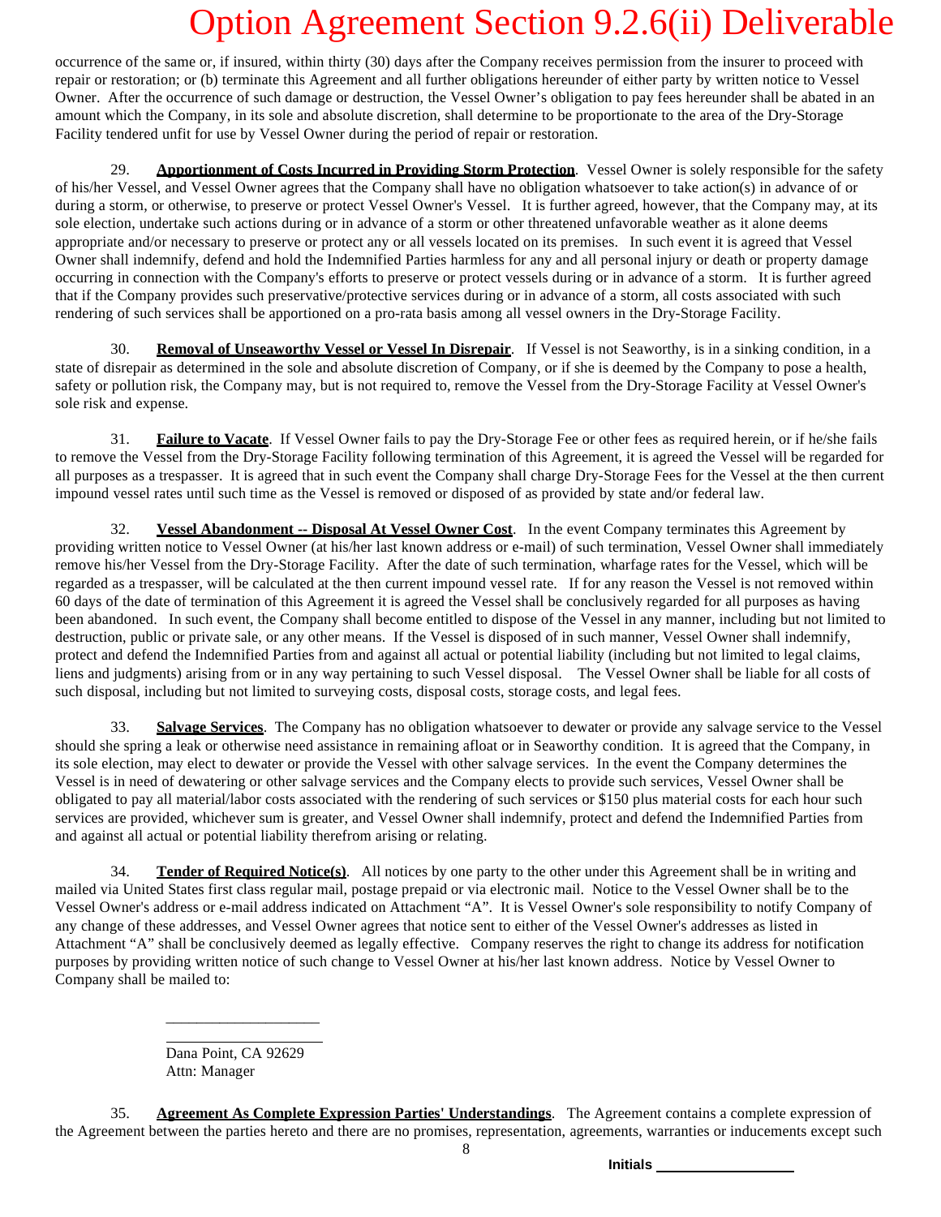occurrence of the same or, if insured, within thirty (30) days after the Company receives permission from the insurer to proceed with repair or restoration; or (b) terminate this Agreement and all further obligations hereunder of either party by written notice to Vessel Owner. After the occurrence of such damage or destruction, the Vessel Owner's obligation to pay fees hereunder shall be abated in an amount which the Company, in its sole and absolute discretion, shall determine to be proportionate to the area of the Dry-Storage Facility tendered unfit for use by Vessel Owner during the period of repair or restoration.

29. **Apportionment of Costs Incurred in Providing Storm Protection**. Vessel Owner is solely responsible for the safety of his/her Vessel, and Vessel Owner agrees that the Company shall have no obligation whatsoever to take action(s) in advance of or during a storm, or otherwise, to preserve or protect Vessel Owner's Vessel. It is further agreed, however, that the Company may, at its sole election, undertake such actions during or in advance of a storm or other threatened unfavorable weather as it alone deems appropriate and/or necessary to preserve or protect any or all vessels located on its premises. In such event it is agreed that Vessel Owner shall indemnify, defend and hold the Indemnified Parties harmless for any and all personal injury or death or property damage occurring in connection with the Company's efforts to preserve or protect vessels during or in advance of a storm. It is further agreed that if the Company provides such preservative/protective services during or in advance of a storm, all costs associated with such rendering of such services shall be apportioned on a pro-rata basis among all vessel owners in the Dry-Storage Facility.

30. **Removal of Unseaworthy Vessel or Vessel In Disrepair**. If Vessel is not Seaworthy, is in a sinking condition, in a state of disrepair as determined in the sole and absolute discretion of Company, or if she is deemed by the Company to pose a health, safety or pollution risk, the Company may, but is not required to, remove the Vessel from the Dry-Storage Facility at Vessel Owner's sole risk and expense.

31. **Failure to Vacate**. If Vessel Owner fails to pay the Dry-Storage Fee or other fees as required herein, or if he/she fails to remove the Vessel from the Dry-Storage Facility following termination of this Agreement, it is agreed the Vessel will be regarded for all purposes as a trespasser. It is agreed that in such event the Company shall charge Dry-Storage Fees for the Vessel at the then current impound vessel rates until such time as the Vessel is removed or disposed of as provided by state and/or federal law.

32. **Vessel Abandonment -- Disposal At Vessel Owner Cost**. In the event Company terminates this Agreement by providing written notice to Vessel Owner (at his/her last known address or e-mail) of such termination, Vessel Owner shall immediately remove his/her Vessel from the Dry-Storage Facility. After the date of such termination, wharfage rates for the Vessel, which will be regarded as a trespasser, will be calculated at the then current impound vessel rate. If for any reason the Vessel is not removed within 60 days of the date of termination of this Agreement it is agreed the Vessel shall be conclusively regarded for all purposes as having been abandoned. In such event, the Company shall become entitled to dispose of the Vessel in any manner, including but not limited to destruction, public or private sale, or any other means. If the Vessel is disposed of in such manner, Vessel Owner shall indemnify, protect and defend the Indemnified Parties from and against all actual or potential liability (including but not limited to legal claims, liens and judgments) arising from or in any way pertaining to such Vessel disposal. The Vessel Owner shall be liable for all costs of such disposal, including but not limited to surveying costs, disposal costs, storage costs, and legal fees.

33. **Salvage Services**. The Company has no obligation whatsoever to dewater or provide any salvage service to the Vessel should she spring a leak or otherwise need assistance in remaining afloat or in Seaworthy condition. It is agreed that the Company, in its sole election, may elect to dewater or provide the Vessel with other salvage services. In the event the Company determines the Vessel is in need of dewatering or other salvage services and the Company elects to provide such services, Vessel Owner shall be obligated to pay all material/labor costs associated with the rendering of such services or $150 plus material costs for each hour such services are provided, whichever sum is greater, and Vessel Owner shall indemnify, protect and defend the Indemnified Parties from and against all actual or potential liability therefrom arising or relating.

34. **Tender of Required Notice(s)**. All notices by one party to the other under this Agreement shall be in writing and mailed via United States first class regular mail, postage prepaid or via electronic mail. Notice to the Vessel Owner shall be to the Vessel Owner's address or e-mail address indicated on Attachment "A". It is Vessel Owner's sole responsibility to notify Company of any change of these addresses, and Vessel Owner agrees that notice sent to either of the Vessel Owner's addresses as listed in Attachment "A" shall be conclusively deemed as legally effective. Company reserves the right to change its address for notification purposes by providing written notice of such change to Vessel Owner at his/her last known address. Notice by Vessel Owner to Company shall be mailed to:

____________________
____________________
Dana Point, CA 92629
Attn: Manager

35. **Agreement As Complete Expression Parties' Understandings**. The Agreement contains a complete expression of the Agreement between the parties hereto and there are no promises, representation, agreements, warranties or inducements except such

Initials ______________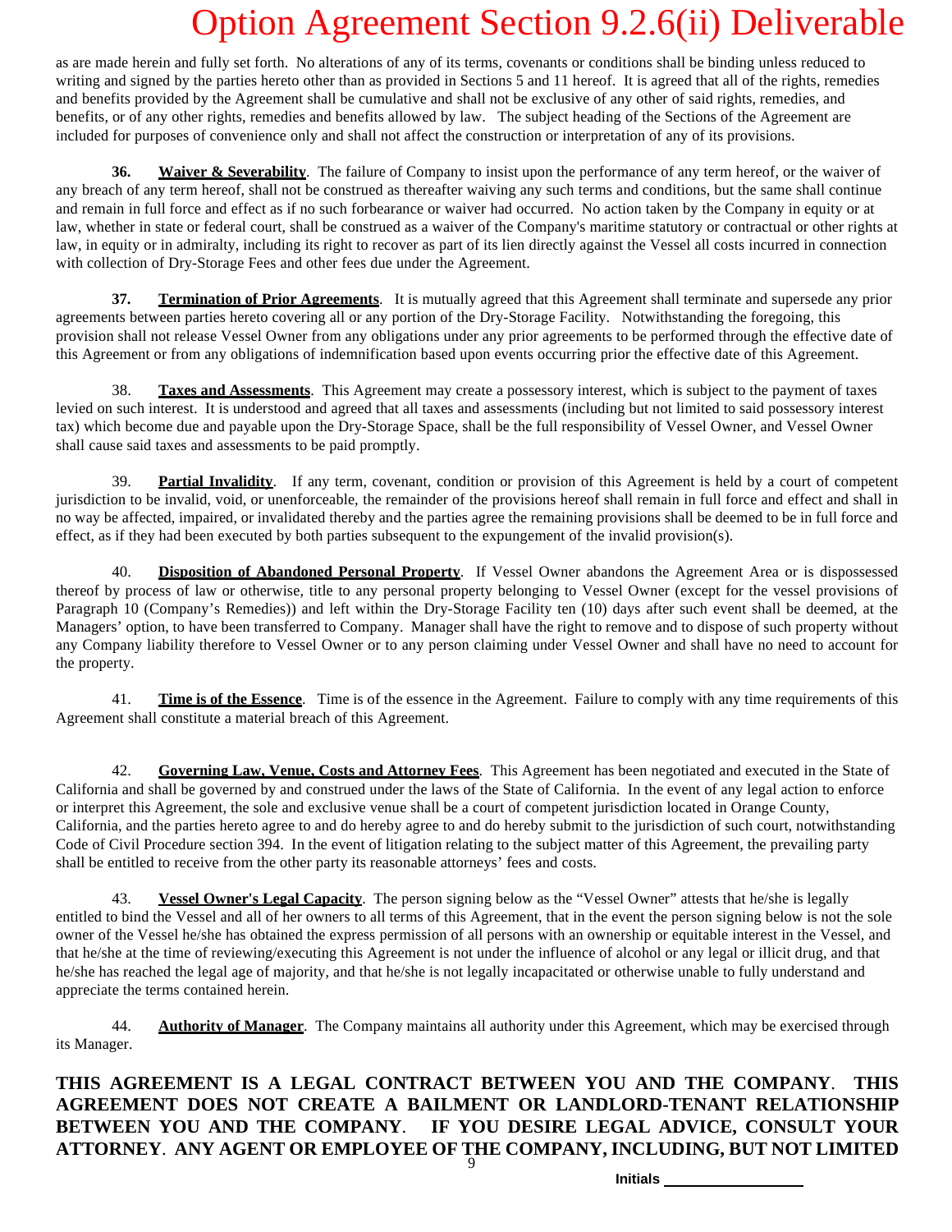as are made herein and fully set forth. No alterations of any of its terms, covenants or conditions shall be binding unless reduced to writing and signed by the parties hereto other than as provided in Sections 5 and 11 hereof. It is agreed that all of the rights, remedies and benefits provided by the Agreement shall be cumulative and shall not be exclusive of any other of said rights, remedies, and benefits, or of any other rights, remedies and benefits allowed by law. The subject heading of the Sections of the Agreement are included for purposes of convenience only and shall not affect the construction or interpretation of any of its provisions.

**36.** **Waiver & Severability**. The failure of Company to insist upon the performance of any term hereof, or the waiver of any breach of any term hereof, shall not be construed as thereafter waiving any such terms and conditions, but the same shall continue and remain in full force and effect as if no such forbearance or waiver had occurred. No action taken by the Company in equity or at law, whether in state or federal court, shall be construed as a waiver of the Company's maritime statutory or contractual or other rights at law, in equity or in admiralty, including its right to recover as part of its lien directly against the Vessel all costs incurred in connection with collection of Dry-Storage Fees and other fees due under the Agreement.

**37.** **Termination of Prior Agreements**. It is mutually agreed that this Agreement shall terminate and supersede any prior agreements between parties hereto covering all or any portion of the Dry-Storage Facility. Notwithstanding the foregoing, this provision shall not release Vessel Owner from any obligations under any prior agreements to be performed through the effective date of this Agreement or from any obligations of indemnification based upon events occurring prior the effective date of this Agreement.

38. **Taxes and Assessments**. This Agreement may create a possessory interest, which is subject to the payment of taxes levied on such interest. It is understood and agreed that all taxes and assessments (including but not limited to said possessory interest tax) which become due and payable upon the Dry-Storage Space, shall be the full responsibility of Vessel Owner, and Vessel Owner shall cause said taxes and assessments to be paid promptly.

39. **Partial Invalidity**. If any term, covenant, condition or provision of this Agreement is held by a court of competent jurisdiction to be invalid, void, or unenforceable, the remainder of the provisions hereof shall remain in full force and effect and shall in no way be affected, impaired, or invalidated thereby and the parties agree the remaining provisions shall be deemed to be in full force and effect, as if they had been executed by both parties subsequent to the expungement of the invalid provision(s).

40. **Disposition of Abandoned Personal Property**. If Vessel Owner abandons the Agreement Area or is dispossessed thereof by process of law or otherwise, title to any personal property belonging to Vessel Owner (except for the vessel provisions of Paragraph 10 (Company's Remedies)) and left within the Dry-Storage Facility ten (10) days after such event shall be deemed, at the Managers' option, to have been transferred to Company. Manager shall have the right to remove and to dispose of such property without any Company liability therefore to Vessel Owner or to any person claiming under Vessel Owner and shall have no need to account for the property.

41. **Time is of the Essence**. Time is of the essence in the Agreement. Failure to comply with any time requirements of this Agreement shall constitute a material breach of this Agreement.

42. **Governing Law, Venue, Costs and Attorney Fees**. This Agreement has been negotiated and executed in the State of California and shall be governed by and construed under the laws of the State of California. In the event of any legal action to enforce or interpret this Agreement, the sole and exclusive venue shall be a court of competent jurisdiction located in Orange County, California, and the parties hereto agree to and do hereby agree to and do hereby submit to the jurisdiction of such court, notwithstanding Code of Civil Procedure section 394. In the event of litigation relating to the subject matter of this Agreement, the prevailing party shall be entitled to receive from the other party its reasonable attorneys' fees and costs.

43. **Vessel Owner's Legal Capacity**. The person signing below as the "Vessel Owner" attests that he/she is legally entitled to bind the Vessel and all of her owners to all terms of this Agreement, that in the event the person signing below is not the sole owner of the Vessel he/she has obtained the express permission of all persons with an ownership or equitable interest in the Vessel, and that he/she at the time of reviewing/executing this Agreement is not under the influence of alcohol or any legal or illicit drug, and that he/she has reached the legal age of majority, and that he/she is not legally incapacitated or otherwise unable to fully understand and appreciate the terms contained herein.

44. **Authority of Manager**. The Company maintains all authority under this Agreement, which may be exercised through its Manager.

**THIS AGREEMENT IS A LEGAL CONTRACT BETWEEN YOU AND THE COMPANY. THIS AGREEMENT DOES NOT CREATE A BAILMENT OR LANDLORD-TENANT RELATIONSHIP BETWEEN YOU AND THE COMPANY. IF YOU DESIRE LEGAL ADVICE, CONSULT YOUR ATTORNEY. ANY AGENT OR EMPLOYEE OF THE COMPANY, INCLUDING, BUT NOT LIMITED**

Initials _______________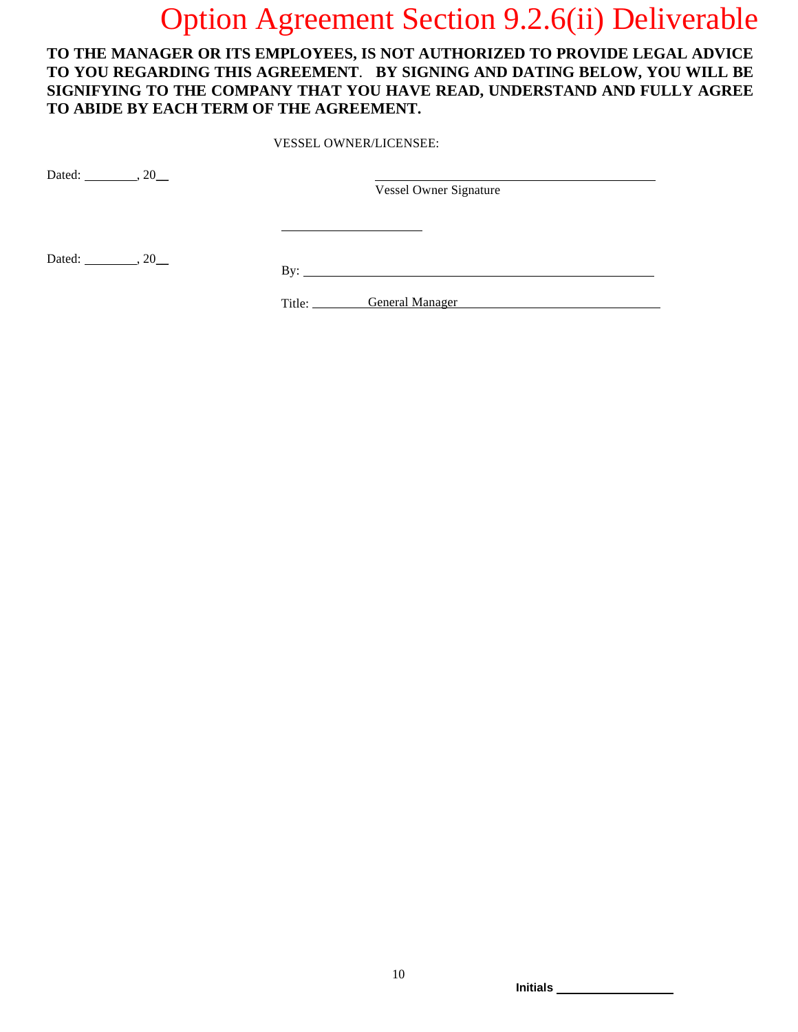# Option Agreement Section 9.2.6(ii) Deliverable

**TO THE MANAGER OR ITS EMPLOYEES, IS NOT AUTHORIZED TO PROVIDE LEGAL ADVICE TO YOU REGARDING THIS AGREEMENT. BY SIGNING AND DATING BELOW, YOU WILL BE SIGNIFYING TO THE COMPANY THAT YOU HAVE READ, UNDERSTAND AND FULLY AGREE TO ABIDE BY EACH TERM OF THE AGREEMENT.**

VESSEL OWNER/LICENSEE:

Dated: ________, 20__

______________________________
Vessel Owner Signature

____________________

Dated: ________, 20__

By: ______________________________

Title: General Manager

Initials ____________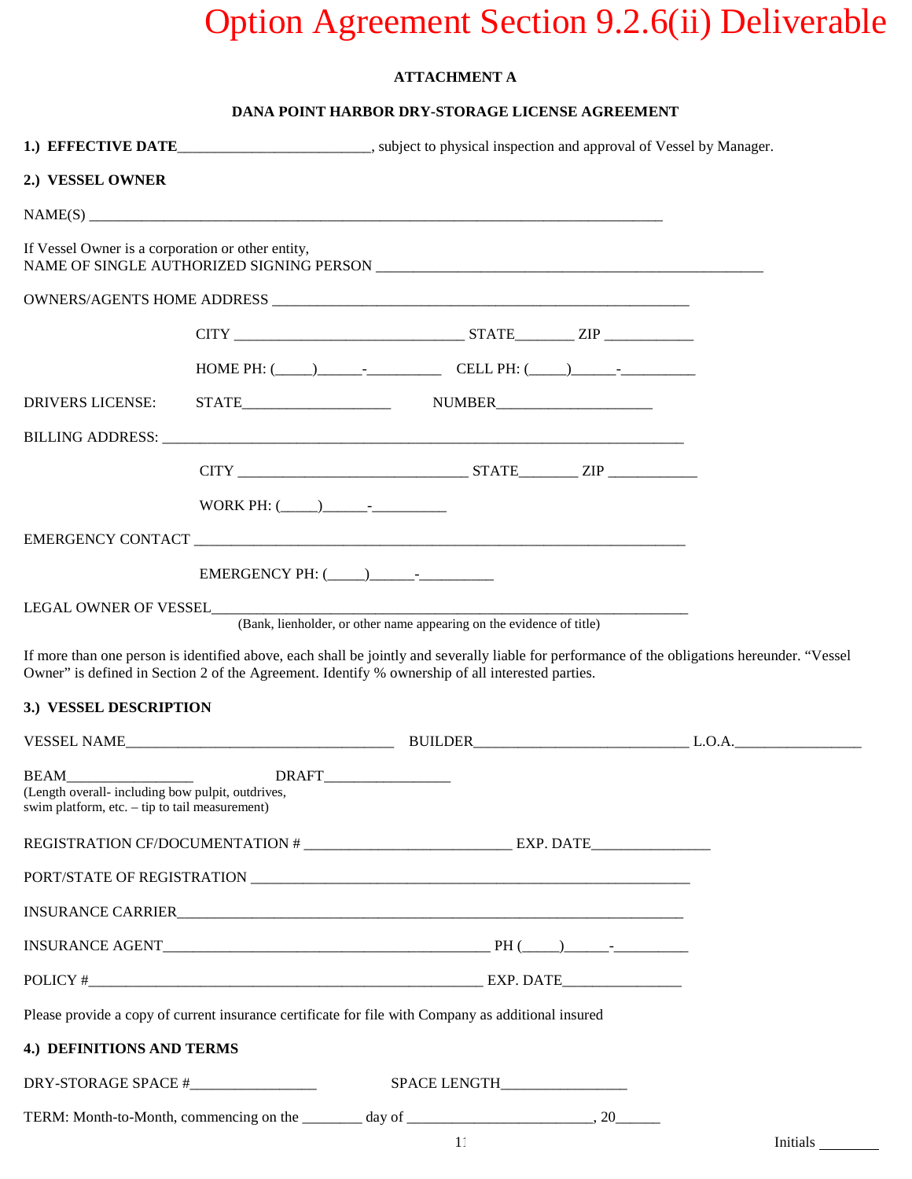# Option Agreement Section 9.2.6(ii) Deliverable

**ATTACHMENT A**

**DANA POINT HARBOR DRY-STORAGE LICENSE AGREEMENT**

**1.) EFFECTIVE DATE**_________________________, subject to physical inspection and approval of Vessel by Manager.

**2.) VESSEL OWNER**

NAME(S) ___________________________________________________________________________

If Vessel Owner is a corporation or other entity,
NAME OF SINGLE AUTHORIZED SIGNING PERSON ___________________________________________________

OWNERS/AGENTS HOME ADDRESS _______________________________________________________

CITY ______________________________ STATE________ ZIP ____________

HOME PH: (_____)______-__________ CELL PH: (_____)______-__________

DRIVERS LICENSE: STATE____________________ NUMBER____________________

BILLING ADDRESS: ___________________________________________________________________

CITY ______________________________ STATE________ ZIP ____________

WORK PH: (_____)______-__________

EMERGENCY CONTACT _________________________________________________________________

EMERGENCY PH: (_____)______-__________

LEGAL OWNER OF VESSEL______________________________________________________________
(Bank, lienholder, or other name appearing on the evidence of title)

If more than one person is identified above, each shall be jointly and severally liable for performance of the obligations hereunder. "Vessel Owner" is defined in Section 2 of the Agreement. Identify % ownership of all interested parties.

**3.) VESSEL DESCRIPTION**

VESSEL NAME___________________________________ BUILDER____________________________ L.O.A.________________

BEAM________________ DRAFT________________
(Length overall- including bow pulpit, outdrives, swim platform, etc. – tip to tail measurement)

REGISTRATION CF/DOCUMENTATION # ___________________________ EXP. DATE________________

PORT/STATE OF REGISTRATION _________________________________________________________

INSURANCE CARRIER_________________________________________________________________

INSURANCE AGENT__________________________________________ PH (_____)______-__________

POLICY #___________________________________________________ EXP. DATE________________

Please provide a copy of current insurance certificate for file with Company as additional insured

**4.) DEFINITIONS AND TERMS**

DRY-STORAGE SPACE #________________ SPACE LENGTH________________

TERM: Month-to-Month, commencing on the ________ day of ________________________, 20______

Initials ________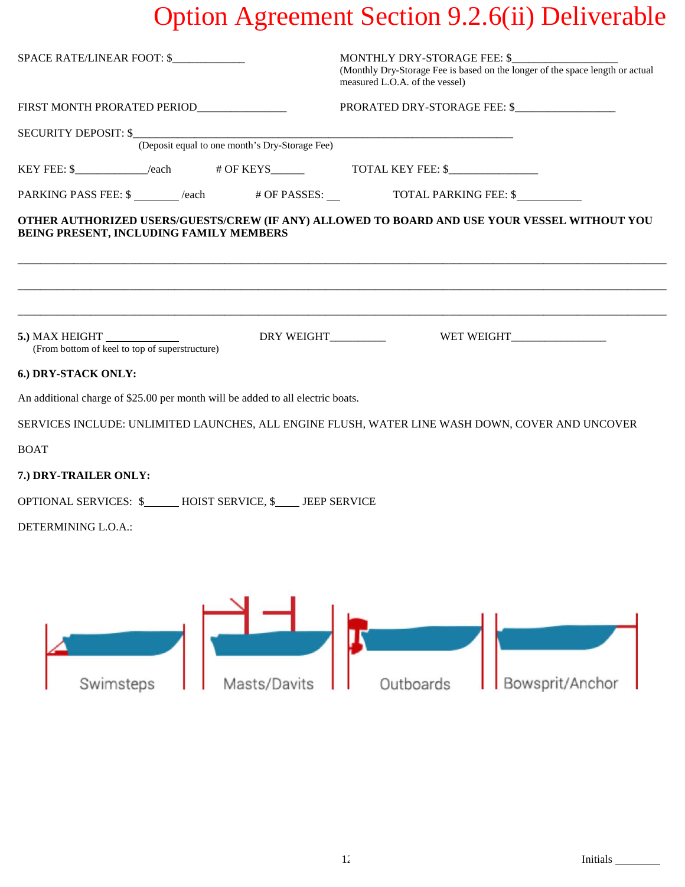# Option Agreement Section 9.2.6(ii) Deliverable

SPACE RATE/LINEAR FOOT: $_____________

MONTHLY DRY-STORAGE FEE: $___________________
(Monthly Dry-Storage Fee is based on the longer of the space length or actual measured L.O.A. of the vessel)

FIRST MONTH PRORATED PERIOD________________

PRORATED DRY-STORAGE FEE: $__________________

SECURITY DEPOSIT: $_____________________________________________________________________________
(Deposit equal to one month's Dry-Storage Fee)

KEY FEE: $_____________/each # OF KEYS______ TOTAL KEY FEE: $________________

PARKING PASS FEE: $ ________ /each # OF PASSES: __ TOTAL PARKING FEE: $____________

**OTHER AUTHORIZED USERS/GUESTS/CREW (IF ANY) ALLOWED TO BOARD AND USE YOUR VESSEL WITHOUT YOU BEING PRESENT, INCLUDING FAMILY MEMBERS**

______________________________________________________________________________________________

______________________________________________________________________________________________

______________________________________________________________________________________________

**5.)** MAX HEIGHT _____________ DRY WEIGHT__________ WET WEIGHT_________________
(From bottom of keel to top of superstructure)

**6.) DRY-STACK ONLY:**

An additional charge of $25.00 per month will be added to all electric boats.

SERVICES INCLUDE: UNLIMITED LAUNCHES, ALL ENGINE FLUSH, WATER LINE WASH DOWN, COVER AND UNCOVER BOAT

**7.) DRY-TRAILER ONLY:**

OPTIONAL SERVICES: $______ HOIST SERVICE, $____ JEEP SERVICE

DETERMINING L.O.A.:

Swimsteps Masts/Davits Outboards Bowsprit/Anchor

Initials ________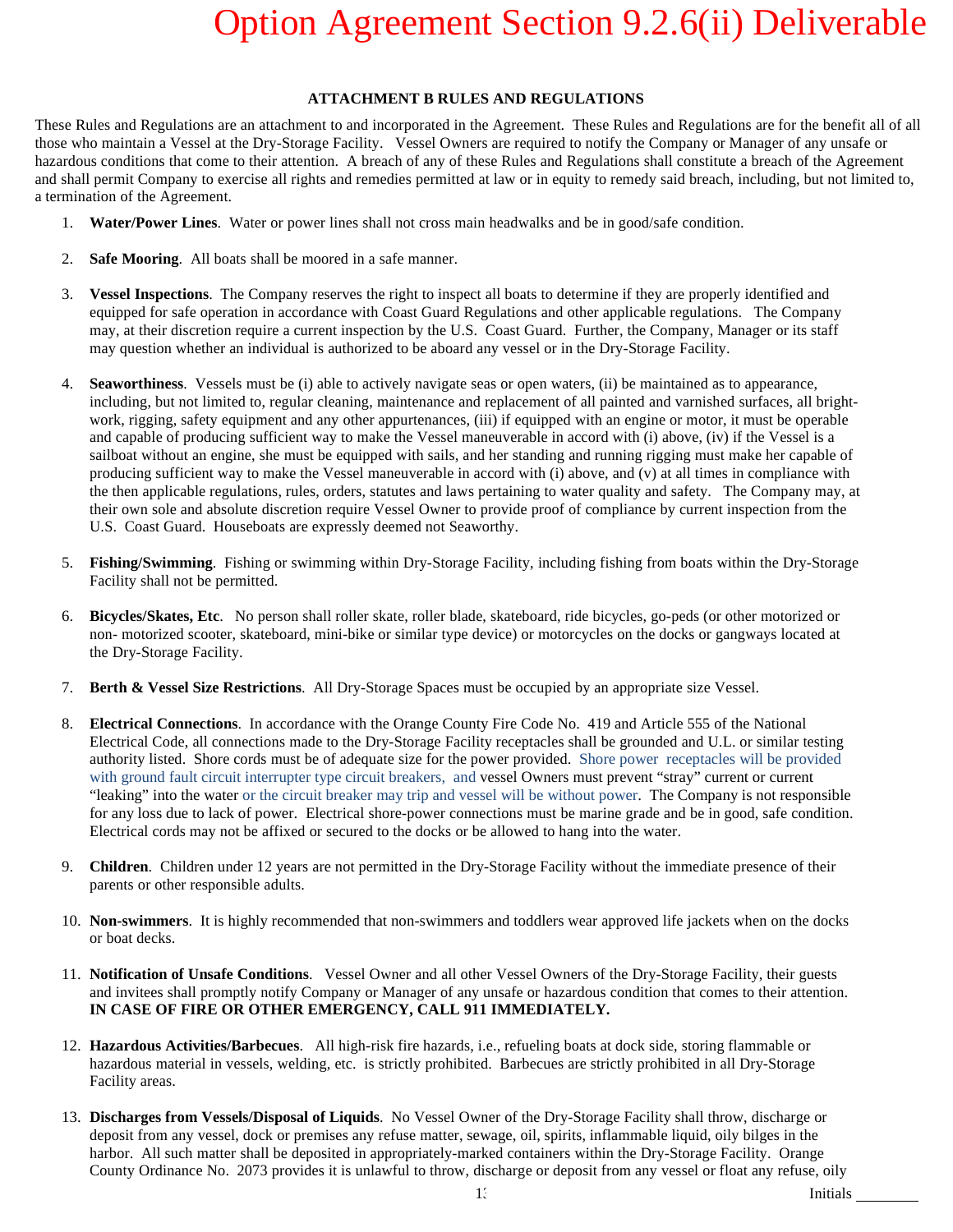# Option Agreement Section 9.2.6(ii) Deliverable

**ATTACHMENT B RULES AND REGULATIONS**

These Rules and Regulations are an attachment to and incorporated in the Agreement. These Rules and Regulations are for the benefit all of all those who maintain a Vessel at the Dry-Storage Facility. Vessel Owners are required to notify the Company or Manager of any unsafe or hazardous conditions that come to their attention. A breach of any of these Rules and Regulations shall constitute a breach of the Agreement and shall permit Company to exercise all rights and remedies permitted at law or in equity to remedy said breach, including, but not limited to, a termination of the Agreement.

1. **Water/Power Lines**. Water or power lines shall not cross main headwalks and be in good/safe condition.

2. **Safe Mooring**. All boats shall be moored in a safe manner.

3. **Vessel Inspections**. The Company reserves the right to inspect all boats to determine if they are properly identified and equipped for safe operation in accordance with Coast Guard Regulations and other applicable regulations. The Company may, at their discretion require a current inspection by the U.S. Coast Guard. Further, the Company, Manager or its staff may question whether an individual is authorized to be aboard any vessel or in the Dry-Storage Facility.

4. **Seaworthiness**. Vessels must be (i) able to actively navigate seas or open waters, (ii) be maintained as to appearance, including, but not limited to, regular cleaning, maintenance and replacement of all painted and varnished surfaces, all bright-work, rigging, safety equipment and any other appurtenances, (iii) if equipped with an engine or motor, it must be operable and capable of producing sufficient way to make the Vessel maneuverable in accord with (i) above, (iv) if the Vessel is a sailboat without an engine, she must be equipped with sails, and her standing and running rigging must make her capable of producing sufficient way to make the Vessel maneuverable in accord with (i) above, and (v) at all times in compliance with the then applicable regulations, rules, orders, statutes and laws pertaining to water quality and safety. The Company may, at their own sole and absolute discretion require Vessel Owner to provide proof of compliance by current inspection from the U.S. Coast Guard. Houseboats are expressly deemed not Seaworthy.

5. **Fishing/Swimming**. Fishing or swimming within Dry-Storage Facility, including fishing from boats within the Dry-Storage Facility shall not be permitted.

6. **Bicycles/Skates, Etc**. No person shall roller skate, roller blade, skateboard, ride bicycles, go-peds (or other motorized or non- motorized scooter, skateboard, mini-bike or similar type device) or motorcycles on the docks or gangways located at the Dry-Storage Facility.

7. **Berth & Vessel Size Restrictions**. All Dry-Storage Spaces must be occupied by an appropriate size Vessel.

8. **Electrical Connections**. In accordance with the Orange County Fire Code No. 419 and Article 555 of the National Electrical Code, all connections made to the Dry-Storage Facility receptacles shall be grounded and U.L. or similar testing authority listed. Shore cords must be of adequate size for the power provided. Shore power receptacles will be provided with ground fault circuit interrupter type circuit breakers, and vessel Owners must prevent "stray" current or current "leaking" into the water or the circuit breaker may trip and vessel will be without power. The Company is not responsible for any loss due to lack of power. Electrical shore-power connections must be marine grade and be in good, safe condition. Electrical cords may not be affixed or secured to the docks or be allowed to hang into the water.

9. **Children**. Children under 12 years are not permitted in the Dry-Storage Facility without the immediate presence of their parents or other responsible adults.

10. **Non-swimmers**. It is highly recommended that non-swimmers and toddlers wear approved life jackets when on the docks or boat decks.

11. **Notification of Unsafe Conditions**. Vessel Owner and all other Vessel Owners of the Dry-Storage Facility, their guests and invitees shall promptly notify Company or Manager of any unsafe or hazardous condition that comes to their attention. **IN CASE OF FIRE OR OTHER EMERGENCY, CALL 911 IMMEDIATELY.**

12. **Hazardous Activities/Barbecues**. All high-risk fire hazards, i.e., refueling boats at dock side, storing flammable or hazardous material in vessels, welding, etc. is strictly prohibited. Barbecues are strictly prohibited in all Dry-Storage Facility areas.

13. **Discharges from Vessels/Disposal of Liquids**. No Vessel Owner of the Dry-Storage Facility shall throw, discharge or deposit from any vessel, dock or premises any refuse matter, sewage, oil, spirits, inflammable liquid, oily bilges in the harbor. All such matter shall be deposited in appropriately-marked containers within the Dry-Storage Facility. Orange County Ordinance No. 2073 provides it is unlawful to throw, discharge or deposit from any vessel or float any refuse, oily

Initials ________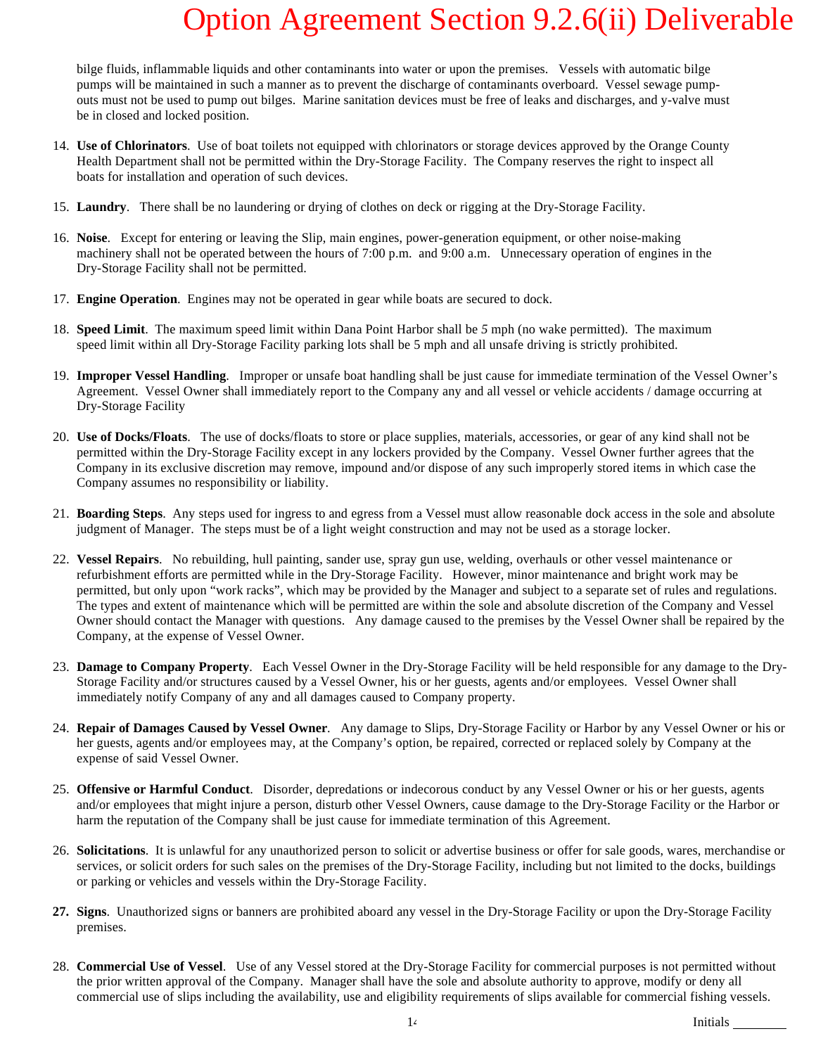# Option Agreement Section 9.2.6(ii) Deliverable

bilge fluids, inflammable liquids and other contaminants into water or upon the premises. Vessels with automatic bilge pumps will be maintained in such a manner as to prevent the discharge of contaminants overboard. Vessel sewage pump-outs must not be used to pump out bilges. Marine sanitation devices must be free of leaks and discharges, and y-valve must be in closed and locked position.

14. **Use of Chlorinators**. Use of boat toilets not equipped with chlorinators or storage devices approved by the Orange County Health Department shall not be permitted within the Dry-Storage Facility. The Company reserves the right to inspect all boats for installation and operation of such devices.

15. **Laundry**. There shall be no laundering or drying of clothes on deck or rigging at the Dry-Storage Facility.

16. **Noise**. Except for entering or leaving the Slip, main engines, power-generation equipment, or other noise-making machinery shall not be operated between the hours of 7:00 p.m. and 9:00 a.m. Unnecessary operation of engines in the Dry-Storage Facility shall not be permitted.

17. **Engine Operation**. Engines may not be operated in gear while boats are secured to dock.

18. **Speed Limit**. The maximum speed limit within Dana Point Harbor shall be *5* mph (no wake permitted). The maximum speed limit within all Dry-Storage Facility parking lots shall be 5 mph and all unsafe driving is strictly prohibited.

19. **Improper Vessel Handling**. Improper or unsafe boat handling shall be just cause for immediate termination of the Vessel Owner's Agreement. Vessel Owner shall immediately report to the Company any and all vessel or vehicle accidents / damage occurring at Dry-Storage Facility

20. **Use of Docks/Floats**. The use of docks/floats to store or place supplies, materials, accessories, or gear of any kind shall not be permitted within the Dry-Storage Facility except in any lockers provided by the Company. Vessel Owner further agrees that the Company in its exclusive discretion may remove, impound and/or dispose of any such improperly stored items in which case the Company assumes no responsibility or liability.

21. **Boarding Steps**. Any steps used for ingress to and egress from a Vessel must allow reasonable dock access in the sole and absolute judgment of Manager. The steps must be of a light weight construction and may not be used as a storage locker.

22. **Vessel Repairs**. No rebuilding, hull painting, sander use, spray gun use, welding, overhauls or other vessel maintenance or refurbishment efforts are permitted while in the Dry-Storage Facility. However, minor maintenance and bright work may be permitted, but only upon "work racks", which may be provided by the Manager and subject to a separate set of rules and regulations. The types and extent of maintenance which will be permitted are within the sole and absolute discretion of the Company and Vessel Owner should contact the Manager with questions. Any damage caused to the premises by the Vessel Owner shall be repaired by the Company, at the expense of Vessel Owner.

23. **Damage to Company Property**. Each Vessel Owner in the Dry-Storage Facility will be held responsible for any damage to the Dry-Storage Facility and/or structures caused by a Vessel Owner, his or her guests, agents and/or employees. Vessel Owner shall immediately notify Company of any and all damages caused to Company property.

24. **Repair of Damages Caused by Vessel Owner**. Any damage to Slips, Dry-Storage Facility or Harbor by any Vessel Owner or his or her guests, agents and/or employees may, at the Company's option, be repaired, corrected or replaced solely by Company at the expense of said Vessel Owner.

25. **Offensive or Harmful Conduct**. Disorder, depredations or indecorous conduct by any Vessel Owner or his or her guests, agents and/or employees that might injure a person, disturb other Vessel Owners, cause damage to the Dry-Storage Facility or the Harbor or harm the reputation of the Company shall be just cause for immediate termination of this Agreement.

26. **Solicitations**. It is unlawful for any unauthorized person to solicit or advertise business or offer for sale goods, wares, merchandise or services, or solicit orders for such sales on the premises of the Dry-Storage Facility, including but not limited to the docks, buildings or parking or vehicles and vessels within the Dry-Storage Facility.

27. **Signs**. Unauthorized signs or banners are prohibited aboard any vessel in the Dry-Storage Facility or upon the Dry-Storage Facility premises.

28. **Commercial Use of Vessel**. Use of any Vessel stored at the Dry-Storage Facility for commercial purposes is not permitted without the prior written approval of the Company. Manager shall have the sole and absolute authority to approve, modify or deny all commercial use of slips including the availability, use and eligibility requirements of slips available for commercial fishing vessels.

Initials ________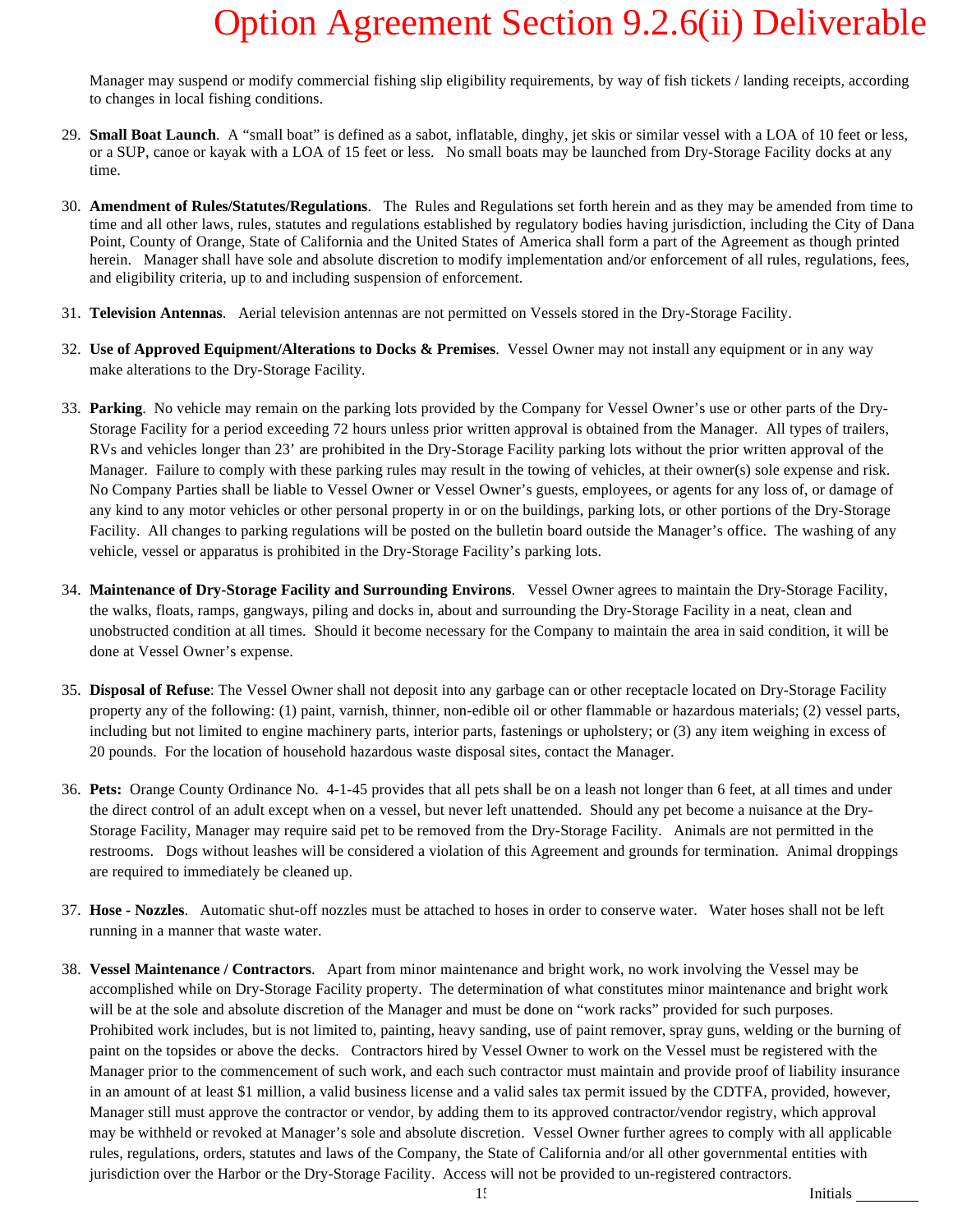Manager may suspend or modify commercial fishing slip eligibility requirements, by way of fish tickets / landing receipts, according to changes in local fishing conditions.

29. **Small Boat Launch**. A "small boat" is defined as a sabot, inflatable, dinghy, jet skis or similar vessel with a LOA of 10 feet or less, or a SUP, canoe or kayak with a LOA of 15 feet or less. No small boats may be launched from Dry-Storage Facility docks at any time.

30. **Amendment of Rules/Statutes/Regulations**. The Rules and Regulations set forth herein and as they may be amended from time to time and all other laws, rules, statutes and regulations established by regulatory bodies having jurisdiction, including the City of Dana Point, County of Orange, State of California and the United States of America shall form a part of the Agreement as though printed herein. Manager shall have sole and absolute discretion to modify implementation and/or enforcement of all rules, regulations, fees, and eligibility criteria, up to and including suspension of enforcement.

31. **Television Antennas**. Aerial television antennas are not permitted on Vessels stored in the Dry-Storage Facility.

32. **Use of Approved Equipment/Alterations to Docks & Premises**. Vessel Owner may not install any equipment or in any way make alterations to the Dry-Storage Facility.

33. **Parking**. No vehicle may remain on the parking lots provided by the Company for Vessel Owner's use or other parts of the Dry-Storage Facility for a period exceeding 72 hours unless prior written approval is obtained from the Manager. All types of trailers, RVs and vehicles longer than 23' are prohibited in the Dry-Storage Facility parking lots without the prior written approval of the Manager. Failure to comply with these parking rules may result in the towing of vehicles, at their owner(s) sole expense and risk. No Company Parties shall be liable to Vessel Owner or Vessel Owner's guests, employees, or agents for any loss of, or damage of any kind to any motor vehicles or other personal property in or on the buildings, parking lots, or other portions of the Dry-Storage Facility. All changes to parking regulations will be posted on the bulletin board outside the Manager's office. The washing of any vehicle, vessel or apparatus is prohibited in the Dry-Storage Facility's parking lots.

34. **Maintenance of Dry-Storage Facility and Surrounding Environs**. Vessel Owner agrees to maintain the Dry-Storage Facility, the walks, floats, ramps, gangways, piling and docks in, about and surrounding the Dry-Storage Facility in a neat, clean and unobstructed condition at all times. Should it become necessary for the Company to maintain the area in said condition, it will be done at Vessel Owner's expense.

35. **Disposal of Refuse**: The Vessel Owner shall not deposit into any garbage can or other receptacle located on Dry-Storage Facility property any of the following: (1) paint, varnish, thinner, non-edible oil or other flammable or hazardous materials; (2) vessel parts, including but not limited to engine machinery parts, interior parts, fastenings or upholstery; or (3) any item weighing in excess of 20 pounds. For the location of household hazardous waste disposal sites, contact the Manager.

36. **Pets:** Orange County Ordinance No. 4-1-45 provides that all pets shall be on a leash not longer than 6 feet, at all times and under the direct control of an adult except when on a vessel, but never left unattended. Should any pet become a nuisance at the Dry-Storage Facility, Manager may require said pet to be removed from the Dry-Storage Facility. Animals are not permitted in the restrooms. Dogs without leashes will be considered a violation of this Agreement and grounds for termination. Animal droppings are required to immediately be cleaned up.

37. **Hose - Nozzles**. Automatic shut-off nozzles must be attached to hoses in order to conserve water. Water hoses shall not be left running in a manner that waste water.

38. **Vessel Maintenance / Contractors**. Apart from minor maintenance and bright work, no work involving the Vessel may be accomplished while on Dry-Storage Facility property. The determination of what constitutes minor maintenance and bright work will be at the sole and absolute discretion of the Manager and must be done on "work racks" provided for such purposes. Prohibited work includes, but is not limited to, painting, heavy sanding, use of paint remover, spray guns, welding or the burning of paint on the topsides or above the decks. Contractors hired by Vessel Owner to work on the Vessel must be registered with the Manager prior to the commencement of such work, and each such contractor must maintain and provide proof of liability insurance in an amount of at least $1 million, a valid business license and a valid sales tax permit issued by the CDTFA, provided, however, Manager still must approve the contractor or vendor, by adding them to its approved contractor/vendor registry, which approval may be withheld or revoked at Manager's sole and absolute discretion. Vessel Owner further agrees to comply with all applicable rules, regulations, orders, statutes and laws of the Company, the State of California and/or all other governmental entities with jurisdiction over the Harbor or the Dry-Storage Facility. Access will not be provided to un-registered contractors.

Initials ________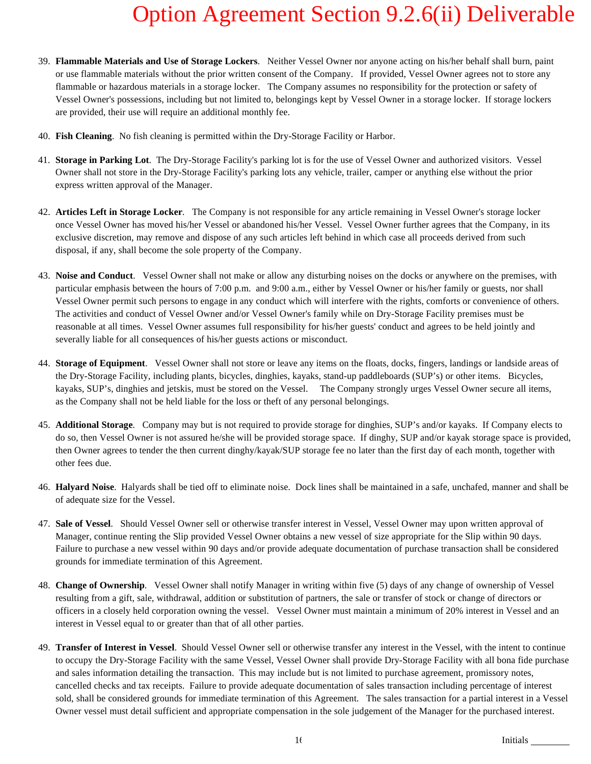# Option Agreement Section 9.2.6(ii) Deliverable

39. **Flammable Materials and Use of Storage Lockers**. Neither Vessel Owner nor anyone acting on his/her behalf shall burn, paint or use flammable materials without the prior written consent of the Company. If provided, Vessel Owner agrees not to store any flammable or hazardous materials in a storage locker. The Company assumes no responsibility for the protection or safety of Vessel Owner's possessions, including but not limited to, belongings kept by Vessel Owner in a storage locker. If storage lockers are provided, their use will require an additional monthly fee.

40. **Fish Cleaning**. No fish cleaning is permitted within the Dry-Storage Facility or Harbor.

41. **Storage in Parking Lot**. The Dry-Storage Facility's parking lot is for the use of Vessel Owner and authorized visitors. Vessel Owner shall not store in the Dry-Storage Facility's parking lots any vehicle, trailer, camper or anything else without the prior express written approval of the Manager.

42. **Articles Left in Storage Locker**. The Company is not responsible for any article remaining in Vessel Owner's storage locker once Vessel Owner has moved his/her Vessel or abandoned his/her Vessel. Vessel Owner further agrees that the Company, in its exclusive discretion, may remove and dispose of any such articles left behind in which case all proceeds derived from such disposal, if any, shall become the sole property of the Company.

43. **Noise and Conduct**. Vessel Owner shall not make or allow any disturbing noises on the docks or anywhere on the premises, with particular emphasis between the hours of 7:00 p.m. and 9:00 a.m., either by Vessel Owner or his/her family or guests, nor shall Vessel Owner permit such persons to engage in any conduct which will interfere with the rights, comforts or convenience of others. The activities and conduct of Vessel Owner and/or Vessel Owner's family while on Dry-Storage Facility premises must be reasonable at all times. Vessel Owner assumes full responsibility for his/her guests' conduct and agrees to be held jointly and severally liable for all consequences of his/her guests actions or misconduct.

44. **Storage of Equipment**. Vessel Owner shall not store or leave any items on the floats, docks, fingers, landings or landside areas of the Dry-Storage Facility, including plants, bicycles, dinghies, kayaks, stand-up paddleboards (SUP's) or other items. Bicycles, kayaks, SUP's, dinghies and jetskis, must be stored on the Vessel. The Company strongly urges Vessel Owner secure all items, as the Company shall not be held liable for the loss or theft of any personal belongings.

45. **Additional Storage**. Company may but is not required to provide storage for dinghies, SUP's and/or kayaks. If Company elects to do so, then Vessel Owner is not assured he/she will be provided storage space. If dinghy, SUP and/or kayak storage space is provided, then Owner agrees to tender the then current dinghy/kayak/SUP storage fee no later than the first day of each month, together with other fees due.

46. **Halyard Noise**. Halyards shall be tied off to eliminate noise. Dock lines shall be maintained in a safe, unchafed, manner and shall be of adequate size for the Vessel.

47. **Sale of Vessel**. Should Vessel Owner sell or otherwise transfer interest in Vessel, Vessel Owner may upon written approval of Manager, continue renting the Slip provided Vessel Owner obtains a new vessel of size appropriate for the Slip within 90 days. Failure to purchase a new vessel within 90 days and/or provide adequate documentation of purchase transaction shall be considered grounds for immediate termination of this Agreement.

48. **Change of Ownership**. Vessel Owner shall notify Manager in writing within five (5) days of any change of ownership of Vessel resulting from a gift, sale, withdrawal, addition or substitution of partners, the sale or transfer of stock or change of directors or officers in a closely held corporation owning the vessel. Vessel Owner must maintain a minimum of 20% interest in Vessel and an interest in Vessel equal to or greater than that of all other parties.

49. **Transfer of Interest in Vessel**. Should Vessel Owner sell or otherwise transfer any interest in the Vessel, with the intent to continue to occupy the Dry-Storage Facility with the same Vessel, Vessel Owner shall provide Dry-Storage Facility with all bona fide purchase and sales information detailing the transaction. This may include but is not limited to purchase agreement, promissory notes, cancelled checks and tax receipts. Failure to provide adequate documentation of sales transaction including percentage of interest sold, shall be considered grounds for immediate termination of this Agreement. The sales transaction for a partial interest in a Vessel Owner vessel must detail sufficient and appropriate compensation in the sole judgement of the Manager for the purchased interest.

Initials ________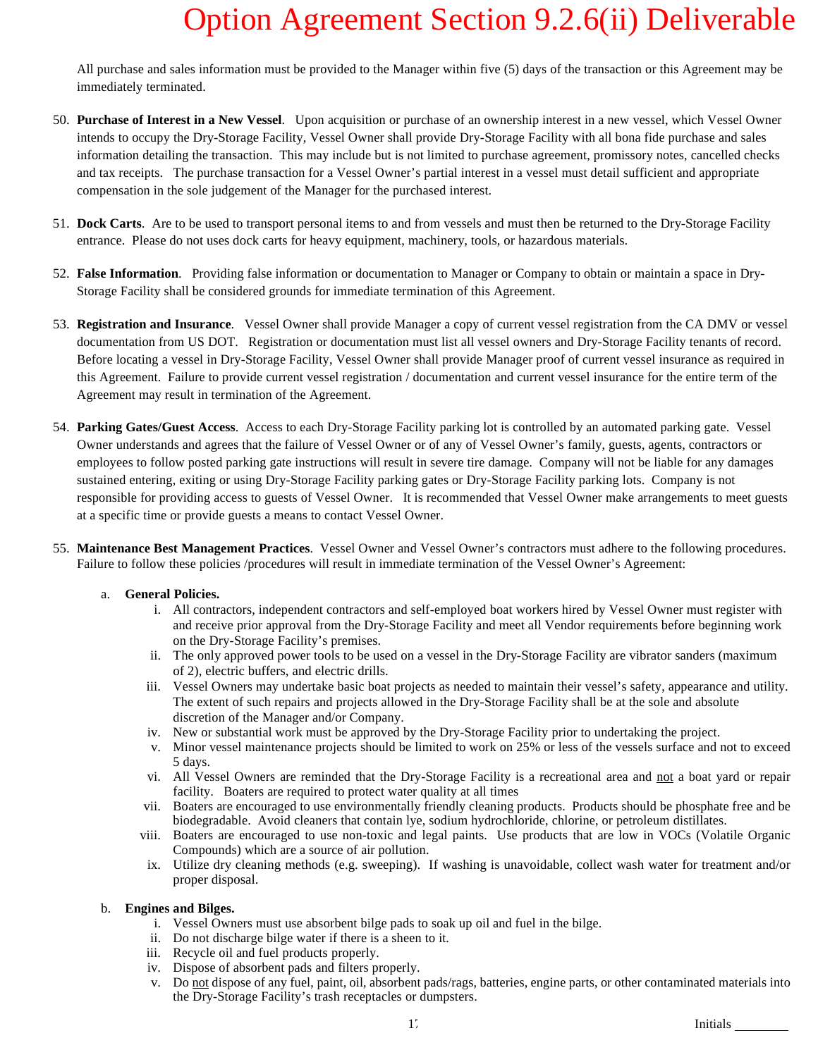# Option Agreement Section 9.2.6(ii) Deliverable

All purchase and sales information must be provided to the Manager within five (5) days of the transaction or this Agreement may be immediately terminated.

50. **Purchase of Interest in a New Vessel**. Upon acquisition or purchase of an ownership interest in a new vessel, which Vessel Owner intends to occupy the Dry-Storage Facility, Vessel Owner shall provide Dry-Storage Facility with all bona fide purchase and sales information detailing the transaction. This may include but is not limited to purchase agreement, promissory notes, cancelled checks and tax receipts. The purchase transaction for a Vessel Owner's partial interest in a vessel must detail sufficient and appropriate compensation in the sole judgement of the Manager for the purchased interest.

51. **Dock Carts**. Are to be used to transport personal items to and from vessels and must then be returned to the Dry-Storage Facility entrance. Please do not uses dock carts for heavy equipment, machinery, tools, or hazardous materials.

52. **False Information**. Providing false information or documentation to Manager or Company to obtain or maintain a space in Dry-Storage Facility shall be considered grounds for immediate termination of this Agreement.

53. **Registration and Insurance**. Vessel Owner shall provide Manager a copy of current vessel registration from the CA DMV or vessel documentation from US DOT. Registration or documentation must list all vessel owners and Dry-Storage Facility tenants of record. Before locating a vessel in Dry-Storage Facility, Vessel Owner shall provide Manager proof of current vessel insurance as required in this Agreement. Failure to provide current vessel registration / documentation and current vessel insurance for the entire term of the Agreement may result in termination of the Agreement.

54. **Parking Gates/Guest Access**. Access to each Dry-Storage Facility parking lot is controlled by an automated parking gate. Vessel Owner understands and agrees that the failure of Vessel Owner or of any of Vessel Owner's family, guests, agents, contractors or employees to follow posted parking gate instructions will result in severe tire damage. Company will not be liable for any damages sustained entering, exiting or using Dry-Storage Facility parking gates or Dry-Storage Facility parking lots. Company is not responsible for providing access to guests of Vessel Owner. It is recommended that Vessel Owner make arrangements to meet guests at a specific time or provide guests a means to contact Vessel Owner.

55. **Maintenance Best Management Practices**. Vessel Owner and Vessel Owner's contractors must adhere to the following procedures. Failure to follow these policies /procedures will result in immediate termination of the Vessel Owner's Agreement:

    a. **General Policies.**

    i. All contractors, independent contractors and self-employed boat workers hired by Vessel Owner must register with and receive prior approval from the Dry-Storage Facility and meet all Vendor requirements before beginning work on the Dry-Storage Facility's premises.
    ii. The only approved power tools to be used on a vessel in the Dry-Storage Facility are vibrator sanders (maximum of 2), electric buffers, and electric drills.
    iii. Vessel Owners may undertake basic boat projects as needed to maintain their vessel's safety, appearance and utility. The extent of such repairs and projects allowed in the Dry-Storage Facility shall be at the sole and absolute discretion of the Manager and/or Company.
    iv. New or substantial work must be approved by the Dry-Storage Facility prior to undertaking the project.
    v. Minor vessel maintenance projects should be limited to work on 25% or less of the vessels surface and not to exceed 5 days.
    vi. All Vessel Owners are reminded that the Dry-Storage Facility is a recreational area and <u>not</u> a boat yard or repair facility. Boaters are required to protect water quality at all times
    vii. Boaters are encouraged to use environmentally friendly cleaning products. Products should be phosphate free and be biodegradable. Avoid cleaners that contain lye, sodium hydrochloride, chlorine, or petroleum distillates.
    viii. Boaters are encouraged to use non-toxic and legal paints. Use products that are low in VOCs (Volatile Organic Compounds) which are a source of air pollution.
    ix. Utilize dry cleaning methods (e.g. sweeping). If washing is unavoidable, collect wash water for treatment and/or proper disposal.

    b. **Engines and Bilges.**

    i. Vessel Owners must use absorbent bilge pads to soak up oil and fuel in the bilge.
    ii. Do not discharge bilge water if there is a sheen to it.
    iii. Recycle oil and fuel products properly.
    iv. Dispose of absorbent pads and filters properly.
    v. Do <u>not</u> dispose of any fuel, paint, oil, absorbent pads/rags, batteries, engine parts, or other contaminated materials into the Dry-Storage Facility's trash receptacles or dumpsters.

Initials ________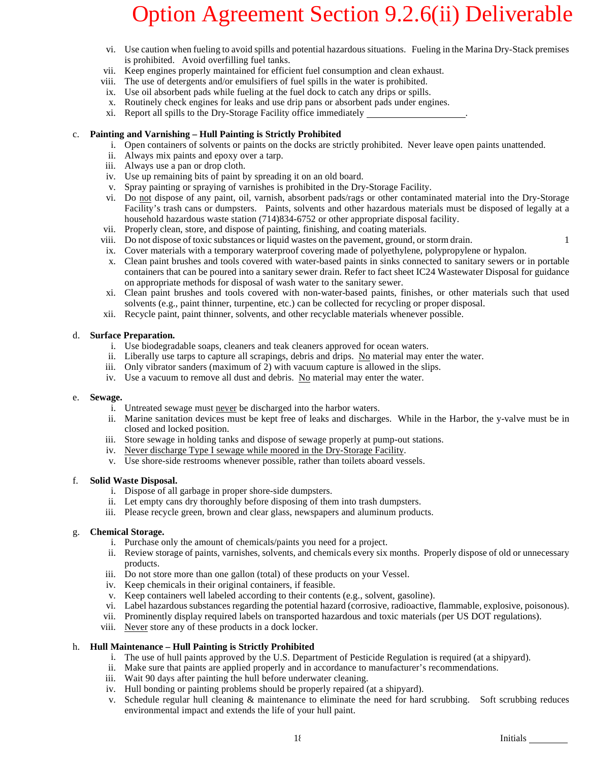# Option Agreement Section 9.2.6(ii) Deliverable

vi. Use caution when fueling to avoid spills and potential hazardous situations. Fueling in the Marina Dry-Stack premises is prohibited. Avoid overfilling fuel tanks.
vii. Keep engines properly maintained for efficient fuel consumption and clean exhaust.
viii. The use of detergents and/or emulsifiers of fuel spills in the water is prohibited.
ix. Use oil absorbent pads while fueling at the fuel dock to catch any drips or spills.
x. Routinely check engines for leaks and use drip pans or absorbent pads under engines.
xi. Report all spills to the Dry-Storage Facility office immediately ____________________.

c. **Painting and Varnishing – Hull Painting is Strictly Prohibited**
   i. Open containers of solvents or paints on the docks are strictly prohibited. Never leave open paints unattended.
   ii. Always mix paints and epoxy over a tarp.
   iii. Always use a pan or drop cloth.
   iv. Use up remaining bits of paint by spreading it on an old board.
   v. Spray painting or spraying of varnishes is prohibited in the Dry-Storage Facility.
   vi. Do not dispose of any paint, oil, varnish, absorbent pads/rags or other contaminated material into the Dry-Storage Facility's trash cans or dumpsters. Paints, solvents and other hazardous materials must be disposed of legally at a household hazardous waste station (714)834-6752 or other appropriate disposal facility.
   vii. Properly clean, store, and dispose of painting, finishing, and coating materials.
   viii. Do not dispose of toxic substances or liquid wastes on the pavement, ground, or storm drain. 1
   ix. Cover materials with a temporary waterproof covering made of polyethylene, polypropylene or hypalon.
   x. Clean paint brushes and tools covered with water-based paints in sinks connected to sanitary sewers or in portable containers that can be poured into a sanitary sewer drain. Refer to fact sheet IC24 Wastewater Disposal for guidance on appropriate methods for disposal of wash water to the sanitary sewer.
   xi. Clean paint brushes and tools covered with non-water-based paints, finishes, or other materials such that used solvents (e.g., paint thinner, turpentine, etc.) can be collected for recycling or proper disposal.
   xii. Recycle paint, paint thinner, solvents, and other recyclable materials whenever possible.

d. **Surface Preparation.**
   i. Use biodegradable soaps, cleaners and teak cleaners approved for ocean waters.
   ii. Liberally use tarps to capture all scrapings, debris and drips. No material may enter the water.
   iii. Only vibrator sanders (maximum of 2) with vacuum capture is allowed in the slips.
   iv. Use a vacuum to remove all dust and debris. No material may enter the water.

e. **Sewage.**
   i. Untreated sewage must never be discharged into the harbor waters.
   ii. Marine sanitation devices must be kept free of leaks and discharges. While in the Harbor, the y-valve must be in closed and locked position.
   iii. Store sewage in holding tanks and dispose of sewage properly at pump-out stations.
   iv. Never discharge Type I sewage while moored in the Dry-Storage Facility.
   v. Use shore-side restrooms whenever possible, rather than toilets aboard vessels.

f. **Solid Waste Disposal.**
   i. Dispose of all garbage in proper shore-side dumpsters.
   ii. Let empty cans dry thoroughly before disposing of them into trash dumpsters.
   iii. Please recycle green, brown and clear glass, newspapers and aluminum products.

g. **Chemical Storage.**
   i. Purchase only the amount of chemicals/paints you need for a project.
   ii. Review storage of paints, varnishes, solvents, and chemicals every six months. Properly dispose of old or unnecessary products.
   iii. Do not store more than one gallon (total) of these products on your Vessel.
   iv. Keep chemicals in their original containers, if feasible.
   v. Keep containers well labeled according to their contents (e.g., solvent, gasoline).
   vi. Label hazardous substances regarding the potential hazard (corrosive, radioactive, flammable, explosive, poisonous).
   vii. Prominently display required labels on transported hazardous and toxic materials (per US DOT regulations).
   viii. Never store any of these products in a dock locker.

h. **Hull Maintenance – Hull Painting is Strictly Prohibited**
   i. The use of hull paints approved by the U.S. Department of Pesticide Regulation is required (at a shipyard).
   ii. Make sure that paints are applied properly and in accordance to manufacturer's recommendations.
   iii. Wait 90 days after painting the hull before underwater cleaning.
   iv. Hull bonding or painting problems should be properly repaired (at a shipyard).
   v. Schedule regular hull cleaning & maintenance to eliminate the need for hard scrubbing. Soft scrubbing reduces environmental impact and extends the life of your hull paint.

Initials ________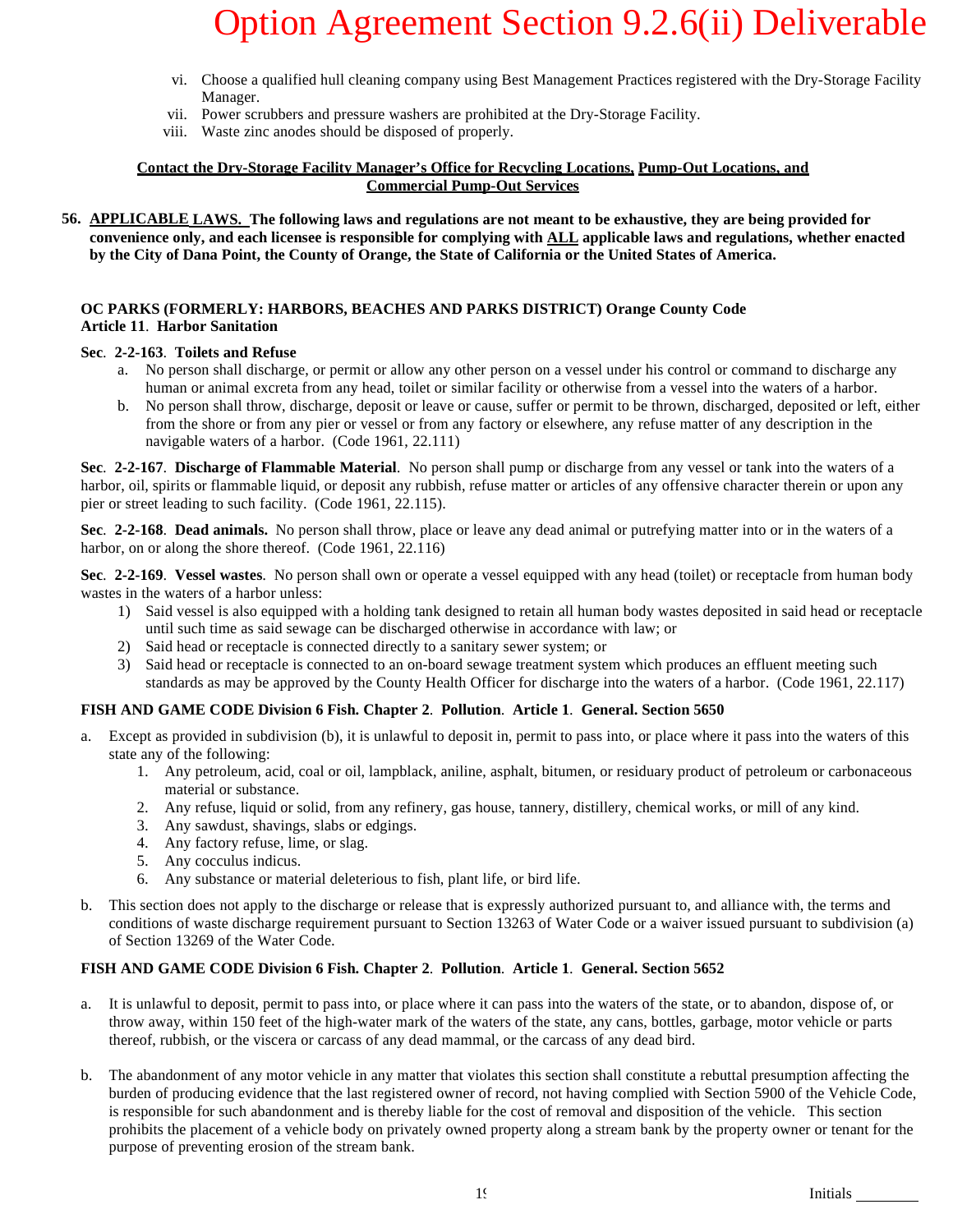# Option Agreement Section 9.2.6(ii) Deliverable

vi. Choose a qualified hull cleaning company using Best Management Practices registered with the Dry-Storage Facility Manager.
vii. Power scrubbers and pressure washers are prohibited at the Dry-Storage Facility.
viii. Waste zinc anodes should be disposed of properly.

**Contact the Dry-Storage Facility Manager's Office for Recycling Locations, Pump-Out Locations, and Commercial Pump-Out Services**

**56. APPLICABLE LAWS. The following laws and regulations are not meant to be exhaustive, they are being provided for convenience only, and each licensee is responsible for complying with ALL applicable laws and regulations, whether enacted by the City of Dana Point, the County of Orange, the State of California or the United States of America.**

**OC PARKS (FORMERLY: HARBORS, BEACHES AND PARKS DISTRICT) Orange County Code**
**Article 11. Harbor Sanitation**

**Sec. 2-2-163. Toilets and Refuse**

a. No person shall discharge, or permit or allow any other person on a vessel under his control or command to discharge any human or animal excreta from any head, toilet or similar facility or otherwise from a vessel into the waters of a harbor.
b. No person shall throw, discharge, deposit or leave or cause, suffer or permit to be thrown, discharged, deposited or left, either from the shore or from any pier or vessel or from any factory or elsewhere, any refuse matter of any description in the navigable waters of a harbor. (Code 1961, 22.111)

**Sec. 2-2-167. Discharge of Flammable Material**. No person shall pump or discharge from any vessel or tank into the waters of a harbor, oil, spirits or flammable liquid, or deposit any rubbish, refuse matter or articles of any offensive character therein or upon any pier or street leading to such facility. (Code 1961, 22.115).

**Sec. 2-2-168. Dead animals.** No person shall throw, place or leave any dead animal or putrefying matter into or in the waters of a harbor, on or along the shore thereof. (Code 1961, 22.116)

**Sec. 2-2-169. Vessel wastes**. No person shall own or operate a vessel equipped with any head (toilet) or receptacle from human body wastes in the waters of a harbor unless:

1) Said vessel is also equipped with a holding tank designed to retain all human body wastes deposited in said head or receptacle until such time as said sewage can be discharged otherwise in accordance with law; or
2) Said head or receptacle is connected directly to a sanitary sewer system; or
3) Said head or receptacle is connected to an on-board sewage treatment system which produces an effluent meeting such standards as may be approved by the County Health Officer for discharge into the waters of a harbor. (Code 1961, 22.117)

**FISH AND GAME CODE Division 6 Fish. Chapter 2. Pollution. Article 1. General. Section 5650**

a. Except as provided in subdivision (b), it is unlawful to deposit in, permit to pass into, or place where it pass into the waters of this state any of the following:
    1. Any petroleum, acid, coal or oil, lampblack, aniline, asphalt, bitumen, or residuary product of petroleum or carbonaceous material or substance.
    2. Any refuse, liquid or solid, from any refinery, gas house, tannery, distillery, chemical works, or mill of any kind.
    3. Any sawdust, shavings, slabs or edgings.
    4. Any factory refuse, lime, or slag.
    5. Any cocculus indicus.
    6. Any substance or material deleterious to fish, plant life, or bird life.
b. This section does not apply to the discharge or release that is expressly authorized pursuant to, and alliance with, the terms and conditions of waste discharge requirement pursuant to Section 13263 of Water Code or a waiver issued pursuant to subdivision (a) of Section 13269 of the Water Code.

**FISH AND GAME CODE Division 6 Fish. Chapter 2. Pollution. Article 1. General. Section 5652**

a. It is unlawful to deposit, permit to pass into, or place where it can pass into the waters of the state, or to abandon, dispose of, or throw away, within 150 feet of the high-water mark of the waters of the state, any cans, bottles, garbage, motor vehicle or parts thereof, rubbish, or the viscera or carcass of any dead mammal, or the carcass of any dead bird.

b. The abandonment of any motor vehicle in any matter that violates this section shall constitute a rebuttal presumption affecting the burden of producing evidence that the last registered owner of record, not having complied with Section 5900 of the Vehicle Code, is responsible for such abandonment and is thereby liable for the cost of removal and disposition of the vehicle. This section prohibits the placement of a vehicle body on privately owned property along a stream bank by the property owner or tenant for the purpose of preventing erosion of the stream bank.

Initials ________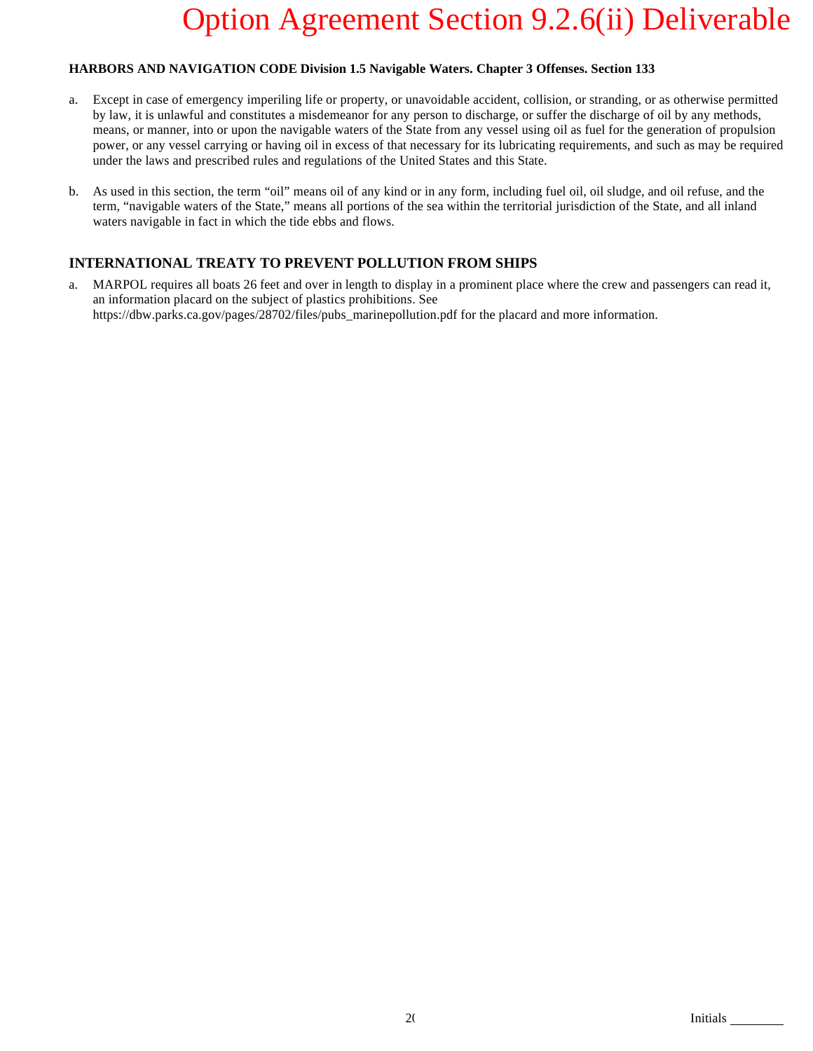# Option Agreement Section 9.2.6(ii) Deliverable

**HARBORS AND NAVIGATION CODE Division 1.5 Navigable Waters. Chapter 3 Offenses. Section 133**

a. Except in case of emergency imperiling life or property, or unavoidable accident, collision, or stranding, or as otherwise permitted by law, it is unlawful and constitutes a misdemeanor for any person to discharge, or suffer the discharge of oil by any methods, means, or manner, into or upon the navigable waters of the State from any vessel using oil as fuel for the generation of propulsion power, or any vessel carrying or having oil in excess of that necessary for its lubricating requirements, and such as may be required under the laws and prescribed rules and regulations of the United States and this State.

b. As used in this section, the term "oil" means oil of any kind or in any form, including fuel oil, oil sludge, and oil refuse, and the term, "navigable waters of the State," means all portions of the sea within the territorial jurisdiction of the State, and all inland waters navigable in fact in which the tide ebbs and flows.

## INTERNATIONAL TREATY TO PREVENT POLLUTION FROM SHIPS

a. MARPOL requires all boats 26 feet and over in length to display in a prominent place where the crew and passengers can read it, an information placard on the subject of plastics prohibitions. See https://dbw.parks.ca.gov/pages/28702/files/pubs_marinepollution.pdf for the placard and more information.

Initials ________